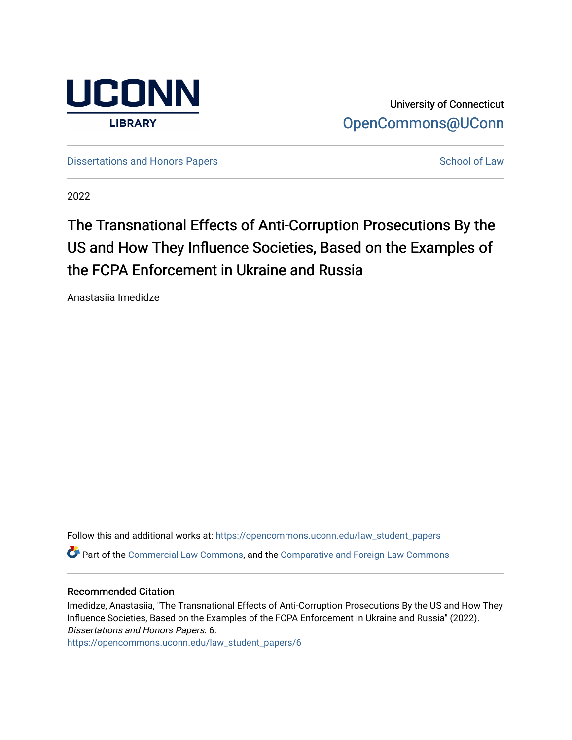UCONN LIBRARY

University of Connecticut
OpenCommons@UConn

Dissertations and Honors Papers

School of Law

2022

# The Transnational Effects of Anti-Corruption Prosecutions By the US and How They Influence Societies, Based on the Examples of the FCPA Enforcement in Ukraine and Russia

Anastasiia Imedidze

Follow this and additional works at: https://opencommons.uconn.edu/law_student_papers

Part of the Commercial Law Commons, and the Comparative and Foreign Law Commons

## Recommended Citation

Imedidze, Anastasiia, "The Transnational Effects of Anti-Corruption Prosecutions By the US and How They Influence Societies, Based on the Examples of the FCPA Enforcement in Ukraine and Russia" (2022). *Dissertations and Honors Papers*. 6.
https://opencommons.uconn.edu/law_student_papers/6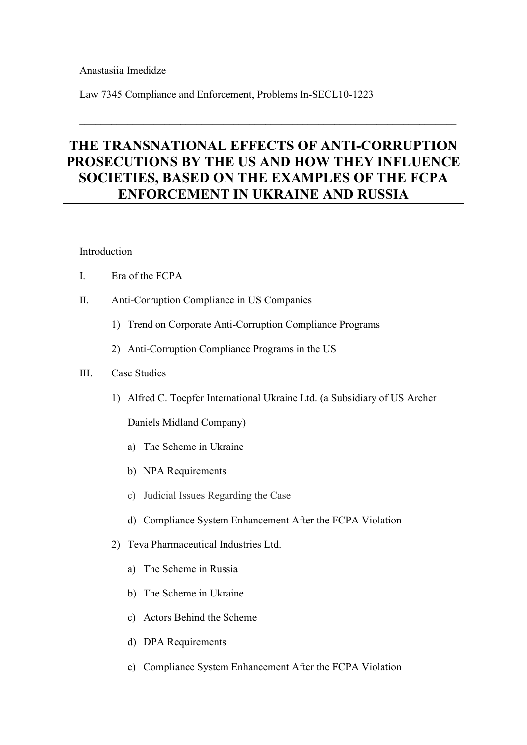Anastasiia Imedidze

Law 7345 Compliance and Enforcement, Problems In-SECL10-1223

---

# THE TRANSNATIONAL EFFECTS OF ANTI-CORRUPTION PROSECUTIONS BY THE US AND HOW THEY INFLUENCE SOCIETIES, BASED ON THE EXAMPLES OF THE FCPA ENFORCEMENT IN UKRAINE AND RUSSIA

Introduction

I. Era of the FCPA

II. Anti-Corruption Compliance in US Companies

1) Trend on Corporate Anti-Corruption Compliance Programs

2) Anti-Corruption Compliance Programs in the US

III. Case Studies

1) Alfred C. Toepfer International Ukraine Ltd. (a Subsidiary of US Archer Daniels Midland Company)

a) The Scheme in Ukraine

b) NPA Requirements

c) Judicial Issues Regarding the Case

d) Compliance System Enhancement After the FCPA Violation

2) Teva Pharmaceutical Industries Ltd.

a) The Scheme in Russia

b) The Scheme in Ukraine

c) Actors Behind the Scheme

d) DPA Requirements

e) Compliance System Enhancement After the FCPA Violation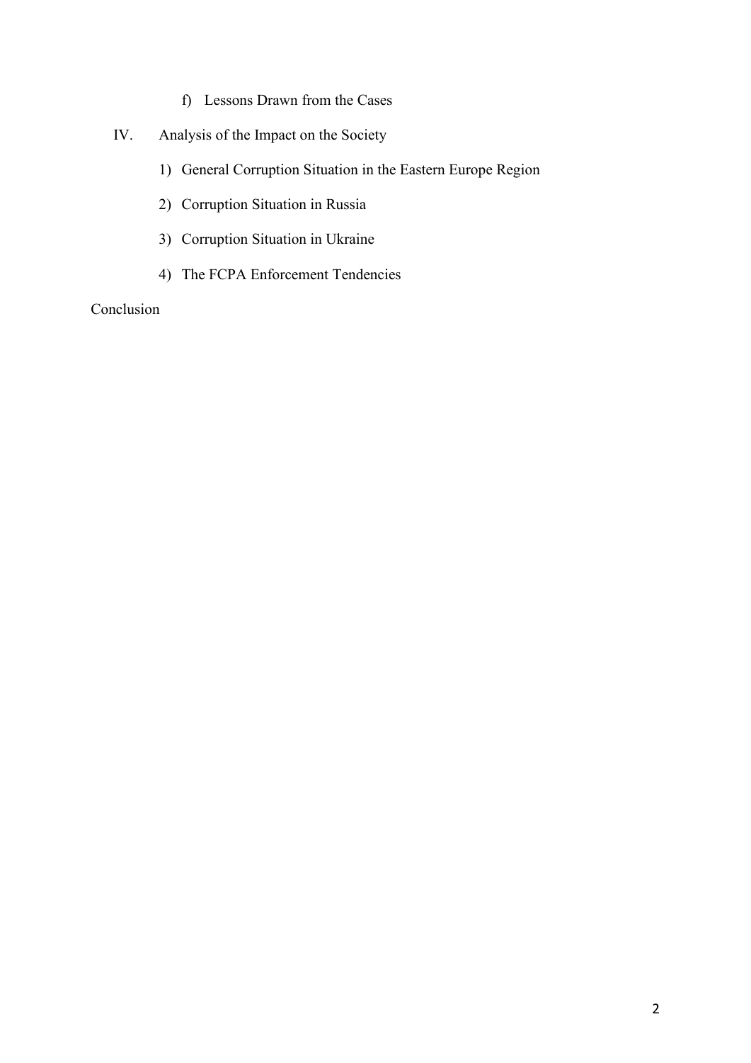f) Lessons Drawn from the Cases

IV. Analysis of the Impact on the Society

1) General Corruption Situation in the Eastern Europe Region

2) Corruption Situation in Russia

3) Corruption Situation in Ukraine

4) The FCPA Enforcement Tendencies

Conclusion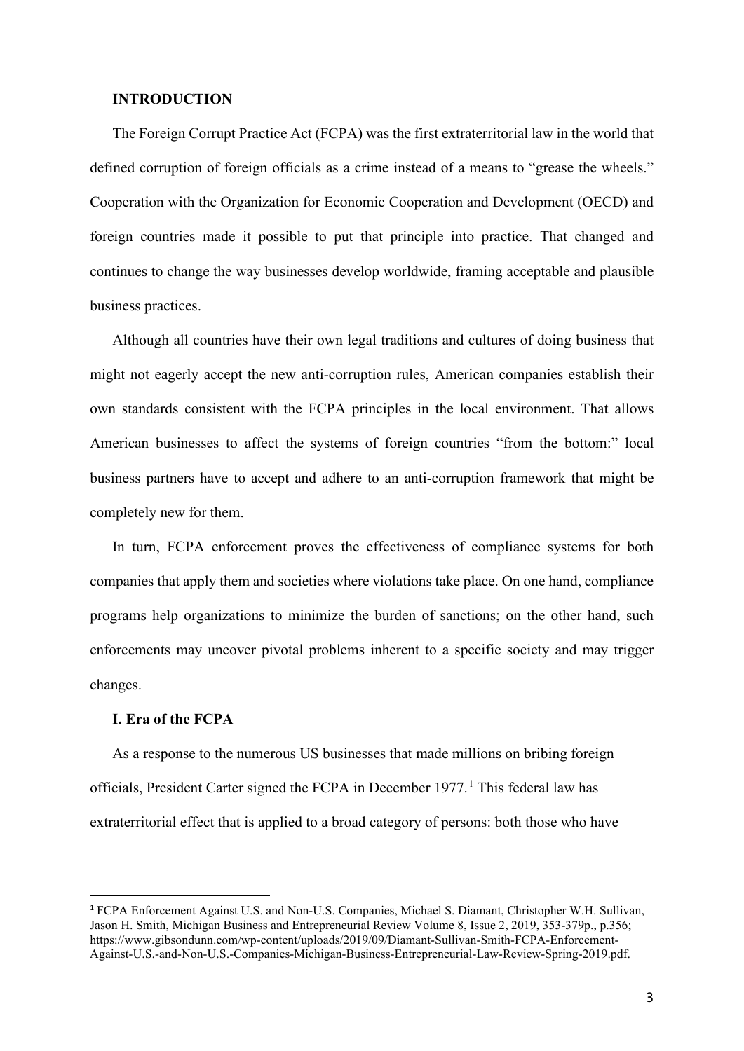## INTRODUCTION

The Foreign Corrupt Practice Act (FCPA) was the first extraterritorial law in the world that defined corruption of foreign officials as a crime instead of a means to "grease the wheels." Cooperation with the Organization for Economic Cooperation and Development (OECD) and foreign countries made it possible to put that principle into practice. That changed and continues to change the way businesses develop worldwide, framing acceptable and plausible business practices.

Although all countries have their own legal traditions and cultures of doing business that might not eagerly accept the new anti-corruption rules, American companies establish their own standards consistent with the FCPA principles in the local environment. That allows American businesses to affect the systems of foreign countries "from the bottom:" local business partners have to accept and adhere to an anti-corruption framework that might be completely new for them.

In turn, FCPA enforcement proves the effectiveness of compliance systems for both companies that apply them and societies where violations take place. On one hand, compliance programs help organizations to minimize the burden of sanctions; on the other hand, such enforcements may uncover pivotal problems inherent to a specific society and may trigger changes.

### I. Era of the FCPA

As a response to the numerous US businesses that made millions on bribing foreign officials, President Carter signed the FCPA in December 1977.[1] This federal law has extraterritorial effect that is applied to a broad category of persons: both those who have

---

[1] FCPA Enforcement Against U.S. and Non-U.S. Companies, Michael S. Diamant, Christopher W.H. Sullivan, Jason H. Smith, Michigan Business and Entrepreneurial Review Volume 8, Issue 2, 2019, 353-379p., p.356; https://www.gibsondunn.com/wp-content/uploads/2019/09/Diamant-Sullivan-Smith-FCPA-Enforcement-Against-U.S.-and-Non-U.S.-Companies-Michigan-Business-Entrepreneurial-Law-Review-Spring-2019.pdf.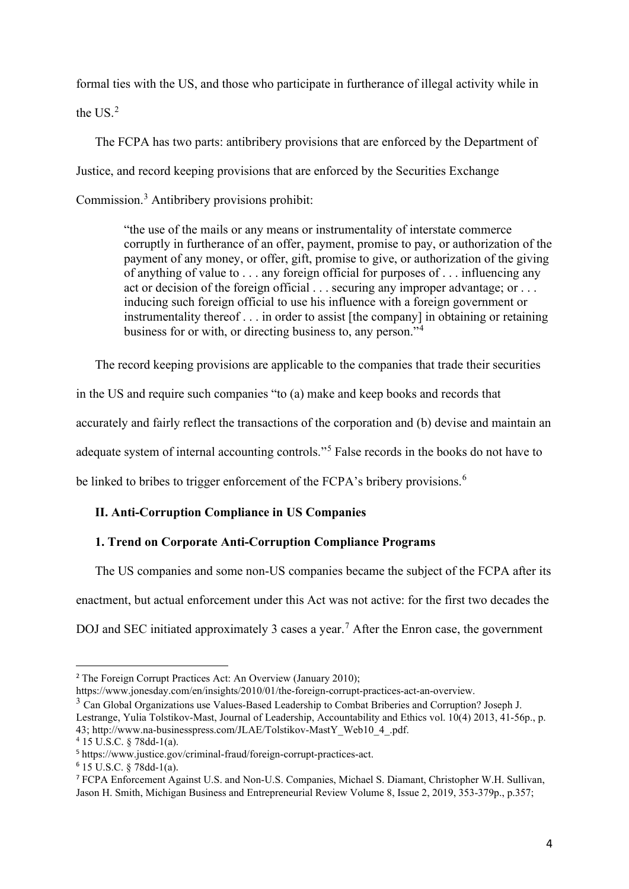formal ties with the US, and those who participate in furtherance of illegal activity while in the US.[2]

The FCPA has two parts: antibribery provisions that are enforced by the Department of Justice, and record keeping provisions that are enforced by the Securities Exchange Commission.[3] Antibribery provisions prohibit:

> "the use of the mails or any means or instrumentality of interstate commerce corruptly in furtherance of an offer, payment, promise to pay, or authorization of the payment of any money, or offer, gift, promise to give, or authorization of the giving of anything of value to . . . any foreign official for purposes of . . . influencing any act or decision of the foreign official . . . securing any improper advantage; or . . . inducing such foreign official to use his influence with a foreign government or instrumentality thereof . . . in order to assist [the company] in obtaining or retaining business for or with, or directing business to, any person."[4]

The record keeping provisions are applicable to the companies that trade their securities in the US and require such companies "to (a) make and keep books and records that accurately and fairly reflect the transactions of the corporation and (b) devise and maintain an adequate system of internal accounting controls."[5] False records in the books do not have to be linked to bribes to trigger enforcement of the FCPA's bribery provisions.[6]

### II. Anti-Corruption Compliance in US Companies

#### 1. Trend on Corporate Anti-Corruption Compliance Programs

The US companies and some non-US companies became the subject of the FCPA after its enactment, but actual enforcement under this Act was not active: for the first two decades the DOJ and SEC initiated approximately 3 cases a year.[7] After the Enron case, the government

---

[2] The Foreign Corrupt Practices Act: An Overview (January 2010); https://www.jonesday.com/en/insights/2010/01/the-foreign-corrupt-practices-act-an-overview.

[3] Can Global Organizations use Values-Based Leadership to Combat Briberies and Corruption? Joseph J. Lestrange, Yulia Tolstikov-Mast, Journal of Leadership, Accountability and Ethics vol. 10(4) 2013, 41-56p., p. 43; http://www.na-businesspress.com/JLAE/Tolstikov-MastY_Web10_4_.pdf.

[4] 15 U.S.C. § 78dd-1(a).

[5] https://www.justice.gov/criminal-fraud/foreign-corrupt-practices-act.

[6] 15 U.S.C. § 78dd-1(a).

[7] FCPA Enforcement Against U.S. and Non-U.S. Companies, Michael S. Diamant, Christopher W.H. Sullivan, Jason H. Smith, Michigan Business and Entrepreneurial Review Volume 8, Issue 2, 2019, 353-379p., p.357;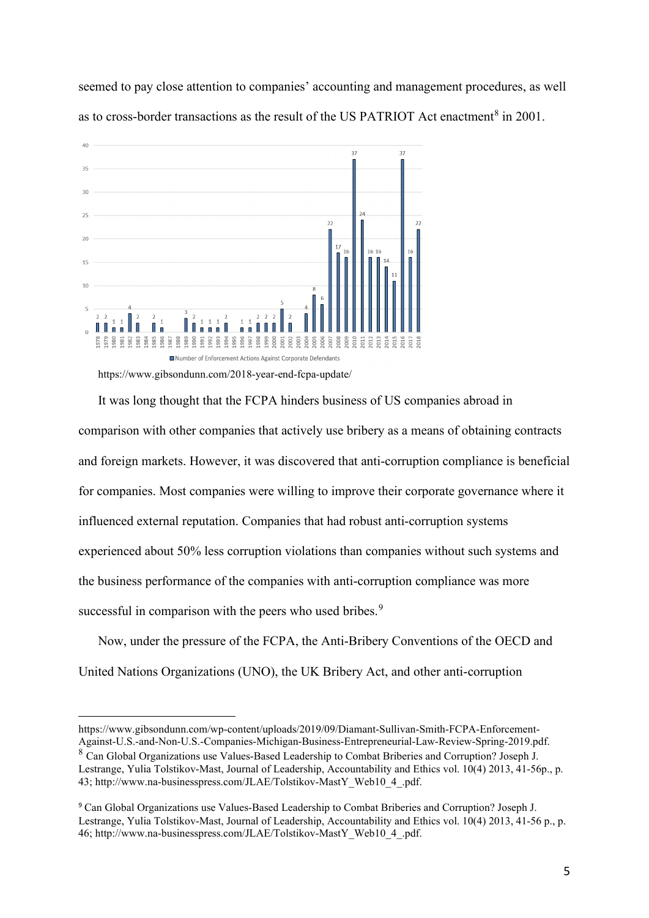seemed to pay close attention to companies' accounting and management procedures, as well as to cross-border transactions as the result of the US PATRIOT Act enactment[8] in 2001.

https://www.gibsondunn.com/2018-year-end-fcpa-update/

It was long thought that the FCPA hinders business of US companies abroad in comparison with other companies that actively use bribery as a means of obtaining contracts and foreign markets. However, it was discovered that anti-corruption compliance is beneficial for companies. Most companies were willing to improve their corporate governance where it influenced external reputation. Companies that had robust anti-corruption systems experienced about 50% less corruption violations than companies without such systems and the business performance of the companies with anti-corruption compliance was more successful in comparison with the peers who used bribes.[9]

Now, under the pressure of the FCPA, the Anti-Bribery Conventions of the OECD and United Nations Organizations (UNO), the UK Bribery Act, and other anti-corruption

---

https://www.gibsondunn.com/wp-content/uploads/2019/09/Diamant-Sullivan-Smith-FCPA-Enforcement-Against-U.S.-and-Non-U.S.-Companies-Michigan-Business-Entrepreneurial-Law-Review-Spring-2019.pdf.

[8] Can Global Organizations use Values-Based Leadership to Combat Briberies and Corruption? Joseph J. Lestrange, Yulia Tolstikov-Mast, Journal of Leadership, Accountability and Ethics vol. 10(4) 2013, 41-56p., p. 43; http://www.na-businesspress.com/JLAE/Tolstikov-MastY_Web10_4_.pdf.

[9] Can Global Organizations use Values-Based Leadership to Combat Briberies and Corruption? Joseph J. Lestrange, Yulia Tolstikov-Mast, Journal of Leadership, Accountability and Ethics vol. 10(4) 2013, 41-56 p., p. 46; http://www.na-businesspress.com/JLAE/Tolstikov-MastY_Web10_4_.pdf.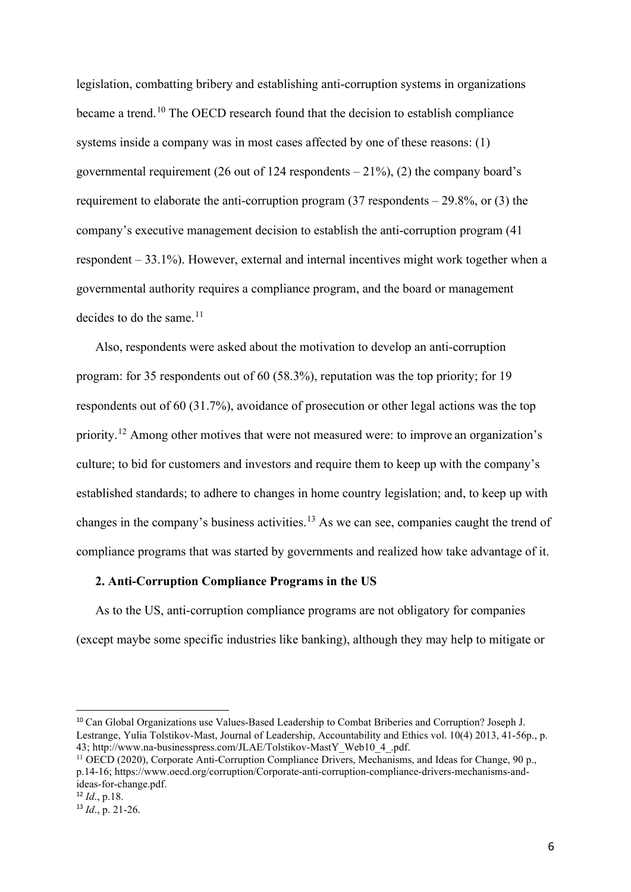legislation, combatting bribery and establishing anti-corruption systems in organizations became a trend.[10] The OECD research found that the decision to establish compliance systems inside a company was in most cases affected by one of these reasons: (1) governmental requirement (26 out of 124 respondents – 21%), (2) the company board's requirement to elaborate the anti-corruption program (37 respondents – 29.8%, or (3) the company's executive management decision to establish the anti-corruption program (41 respondent – 33.1%). However, external and internal incentives might work together when a governmental authority requires a compliance program, and the board or management decides to do the same.[11]

Also, respondents were asked about the motivation to develop an anti-corruption program: for 35 respondents out of 60 (58.3%), reputation was the top priority; for 19 respondents out of 60 (31.7%), avoidance of prosecution or other legal actions was the top priority.[12] Among other motives that were not measured were: to improve an organization's culture; to bid for customers and investors and require them to keep up with the company's established standards; to adhere to changes in home country legislation; and, to keep up with changes in the company's business activities.[13] As we can see, companies caught the trend of compliance programs that was started by governments and realized how take advantage of it.

**2. Anti-Corruption Compliance Programs in the US**

As to the US, anti-corruption compliance programs are not obligatory for companies (except maybe some specific industries like banking), although they may help to mitigate or

---

[10] Can Global Organizations use Values-Based Leadership to Combat Briberies and Corruption? Joseph J. Lestrange, Yulia Tolstikov-Mast, Journal of Leadership, Accountability and Ethics vol. 10(4) 2013, 41-56p., p. 43; http://www.na-businesspress.com/JLAE/Tolstikov-MastY_Web10_4_.pdf.

[11] OECD (2020), Corporate Anti-Corruption Compliance Drivers, Mechanisms, and Ideas for Change, 90 p., p.14-16; https://www.oecd.org/corruption/Corporate-anti-corruption-compliance-drivers-mechanisms-and-ideas-for-change.pdf.

[12] *Id*., p.18.

[13] *Id*., p. 21-26.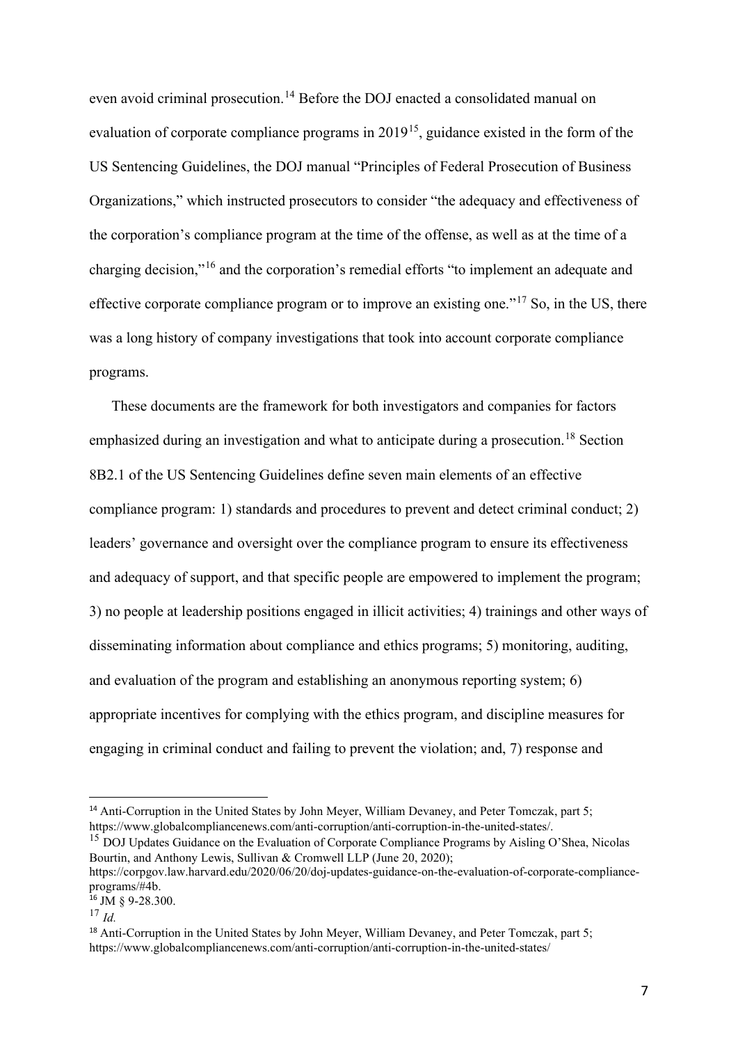even avoid criminal prosecution.[14] Before the DOJ enacted a consolidated manual on evaluation of corporate compliance programs in 2019[15], guidance existed in the form of the US Sentencing Guidelines, the DOJ manual "Principles of Federal Prosecution of Business Organizations," which instructed prosecutors to consider "the adequacy and effectiveness of the corporation's compliance program at the time of the offense, as well as at the time of a charging decision,"[16] and the corporation's remedial efforts "to implement an adequate and effective corporate compliance program or to improve an existing one."[17] So, in the US, there was a long history of company investigations that took into account corporate compliance programs.

These documents are the framework for both investigators and companies for factors emphasized during an investigation and what to anticipate during a prosecution.[18] Section 8B2.1 of the US Sentencing Guidelines define seven main elements of an effective compliance program: 1) standards and procedures to prevent and detect criminal conduct; 2) leaders' governance and oversight over the compliance program to ensure its effectiveness and adequacy of support, and that specific people are empowered to implement the program; 3) no people at leadership positions engaged in illicit activities; 4) trainings and other ways of disseminating information about compliance and ethics programs; 5) monitoring, auditing, and evaluation of the program and establishing an anonymous reporting system; 6) appropriate incentives for complying with the ethics program, and discipline measures for engaging in criminal conduct and failing to prevent the violation; and, 7) response and

---

[14] Anti-Corruption in the United States by John Meyer, William Devaney, and Peter Tomczak, part 5; https://www.globalcompliancenews.com/anti-corruption/anti-corruption-in-the-united-states/.

[15] DOJ Updates Guidance on the Evaluation of Corporate Compliance Programs by Aisling O'Shea, Nicolas Bourtin, and Anthony Lewis, Sullivan & Cromwell LLP (June 20, 2020); https://corpgov.law.harvard.edu/2020/06/20/doj-updates-guidance-on-the-evaluation-of-corporate-compliance-programs/#4b.

[16] JM § 9-28.300.

[17] *Id.*

[18] Anti-Corruption in the United States by John Meyer, William Devaney, and Peter Tomczak, part 5; https://www.globalcompliancenews.com/anti-corruption/anti-corruption-in-the-united-states/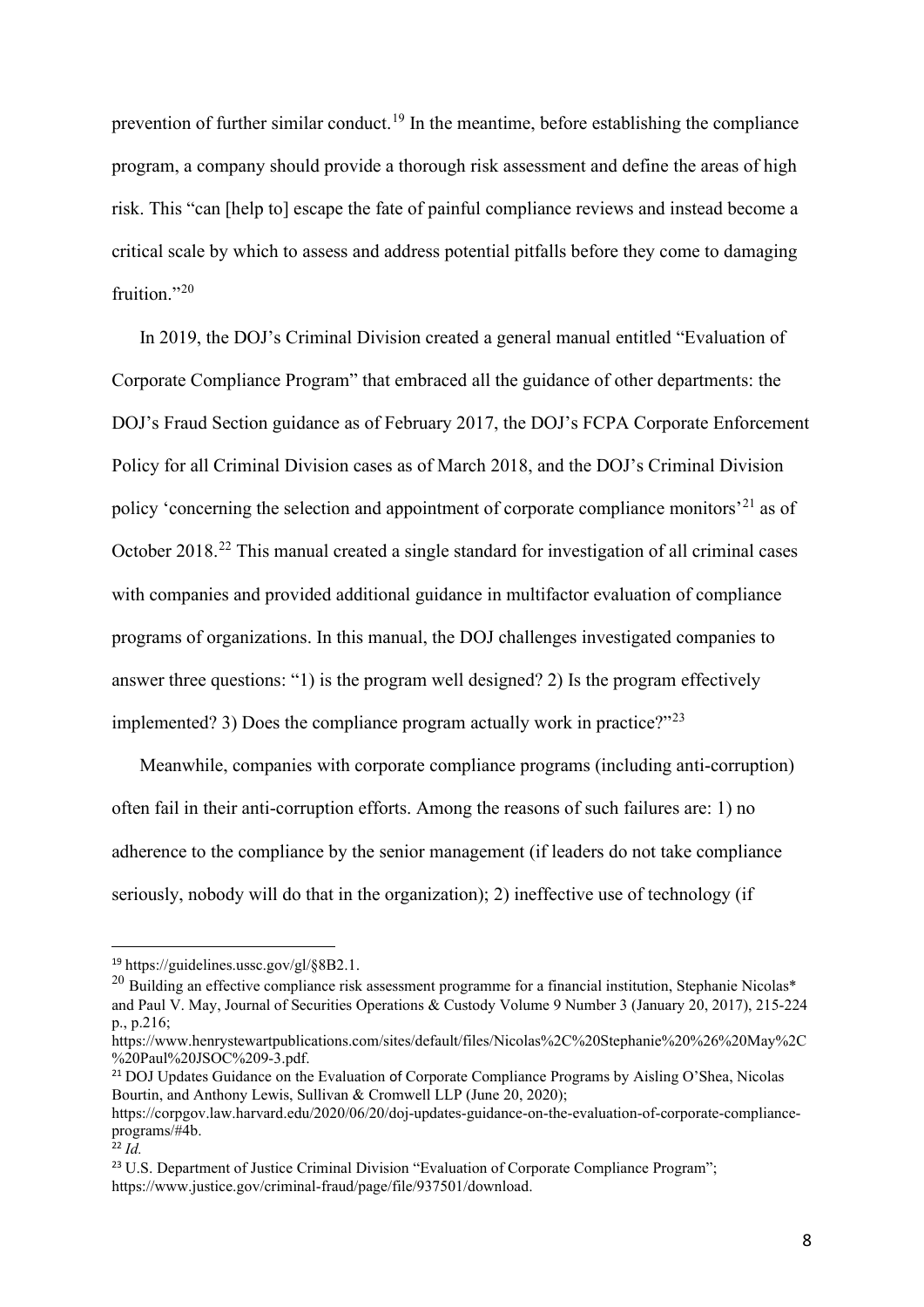prevention of further similar conduct.[19] In the meantime, before establishing the compliance program, a company should provide a thorough risk assessment and define the areas of high risk. This "can [help to] escape the fate of painful compliance reviews and instead become a critical scale by which to assess and address potential pitfalls before they come to damaging fruition."[20]

In 2019, the DOJ's Criminal Division created a general manual entitled "Evaluation of Corporate Compliance Program" that embraced all the guidance of other departments: the DOJ's Fraud Section guidance as of February 2017, the DOJ's FCPA Corporate Enforcement Policy for all Criminal Division cases as of March 2018, and the DOJ's Criminal Division policy 'concerning the selection and appointment of corporate compliance monitors'[21] as of October 2018.[22] This manual created a single standard for investigation of all criminal cases with companies and provided additional guidance in multifactor evaluation of compliance programs of organizations. In this manual, the DOJ challenges investigated companies to answer three questions: "1) is the program well designed? 2) Is the program effectively implemented? 3) Does the compliance program actually work in practice?"[23]

Meanwhile, companies with corporate compliance programs (including anti-corruption) often fail in their anti-corruption efforts. Among the reasons of such failures are: 1) no adherence to the compliance by the senior management (if leaders do not take compliance seriously, nobody will do that in the organization); 2) ineffective use of technology (if

---

[19] https://guidelines.ussc.gov/gl/§8B2.1.

[20] Building an effective compliance risk assessment programme for a financial institution, Stephanie Nicolas* and Paul V. May, Journal of Securities Operations & Custody Volume 9 Number 3 (January 20, 2017), 215-224 p., p.216; https://www.henrystewartpublications.com/sites/default/files/Nicolas%2C%20Stephanie%20%26%20May%2C%20Paul%20JSOC%209-3.pdf.

[21] DOJ Updates Guidance on the Evaluation of Corporate Compliance Programs by Aisling O'Shea, Nicolas Bourtin, and Anthony Lewis, Sullivan & Cromwell LLP (June 20, 2020); https://corpgov.law.harvard.edu/2020/06/20/doj-updates-guidance-on-the-evaluation-of-corporate-compliance-programs/#4b.

[22] *Id.*

[23] U.S. Department of Justice Criminal Division "Evaluation of Corporate Compliance Program"; https://www.justice.gov/criminal-fraud/page/file/937501/download.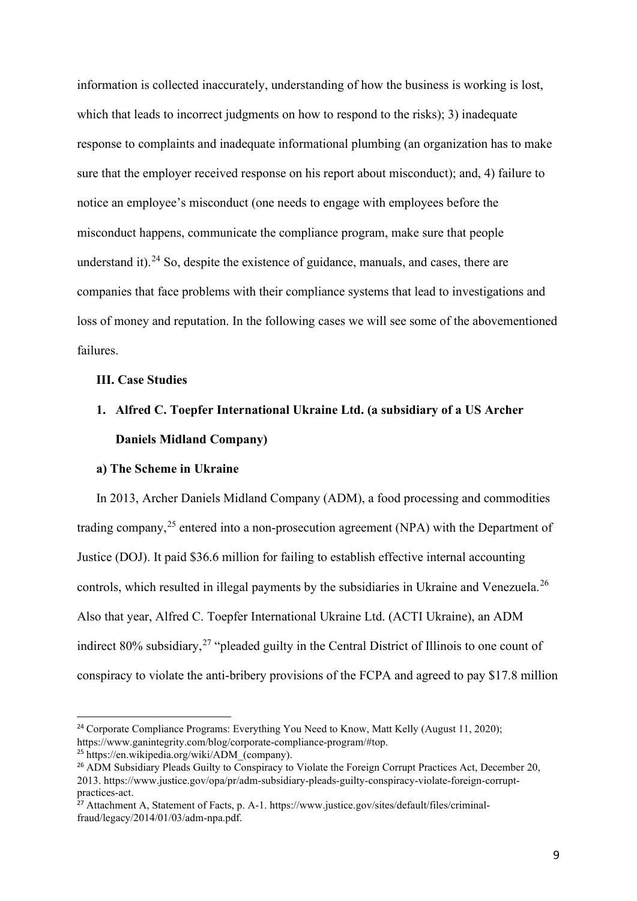information is collected inaccurately, understanding of how the business is working is lost, which that leads to incorrect judgments on how to respond to the risks); 3) inadequate response to complaints and inadequate informational plumbing (an organization has to make sure that the employer received response on his report about misconduct); and, 4) failure to notice an employee's misconduct (one needs to engage with employees before the misconduct happens, communicate the compliance program, make sure that people understand it).[24] So, despite the existence of guidance, manuals, and cases, there are companies that face problems with their compliance systems that lead to investigations and loss of money and reputation. In the following cases we will see some of the abovementioned failures.

## III. Case Studies

### 1. Alfred C. Toepfer International Ukraine Ltd. (a subsidiary of a US Archer Daniels Midland Company)

#### a) The Scheme in Ukraine

In 2013, Archer Daniels Midland Company (ADM), a food processing and commodities trading company,[25] entered into a non-prosecution agreement (NPA) with the Department of Justice (DOJ). It paid $36.6 million for failing to establish effective internal accounting controls, which resulted in illegal payments by the subsidiaries in Ukraine and Venezuela.[26] Also that year, Alfred C. Toepfer International Ukraine Ltd. (ACTI Ukraine), an ADM indirect 80% subsidiary,[27] "pleaded guilty in the Central District of Illinois to one count of conspiracy to violate the anti-bribery provisions of the FCPA and agreed to pay $17.8 million

---

[24] Corporate Compliance Programs: Everything You Need to Know, Matt Kelly (August 11, 2020); https://www.ganintegrity.com/blog/corporate-compliance-program/#top.

[25] https://en.wikipedia.org/wiki/ADM_(company).

[26] ADM Subsidiary Pleads Guilty to Conspiracy to Violate the Foreign Corrupt Practices Act, December 20, 2013. https://www.justice.gov/opa/pr/adm-subsidiary-pleads-guilty-conspiracy-violate-foreign-corrupt-practices-act.

[27] Attachment A, Statement of Facts, p. A-1. https://www.justice.gov/sites/default/files/criminal-fraud/legacy/2014/01/03/adm-npa.pdf.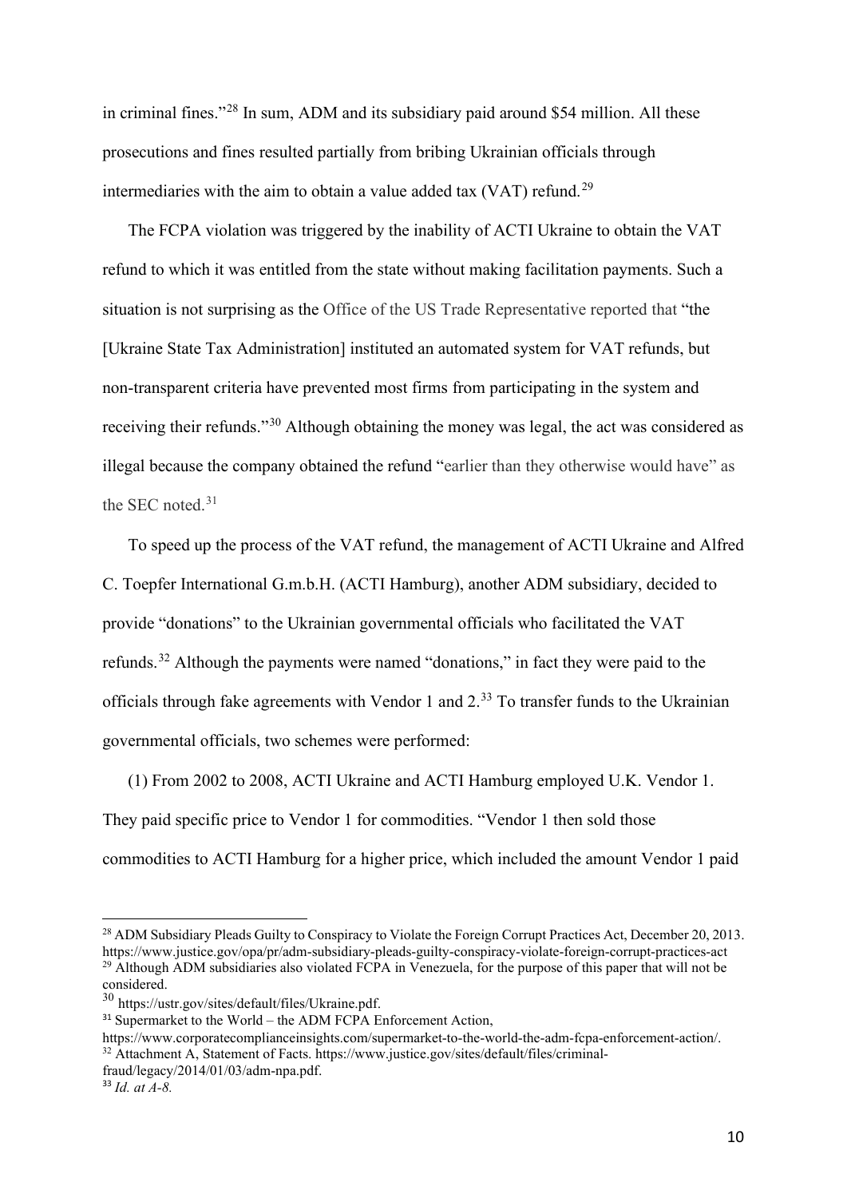in criminal fines."[28] In sum, ADM and its subsidiary paid around $54 million. All these prosecutions and fines resulted partially from bribing Ukrainian officials through intermediaries with the aim to obtain a value added tax (VAT) refund.[29]

The FCPA violation was triggered by the inability of ACTI Ukraine to obtain the VAT refund to which it was entitled from the state without making facilitation payments. Such a situation is not surprising as the Office of the US Trade Representative reported that "the [Ukraine State Tax Administration] instituted an automated system for VAT refunds, but non-transparent criteria have prevented most firms from participating in the system and receiving their refunds."[30] Although obtaining the money was legal, the act was considered as illegal because the company obtained the refund "earlier than they otherwise would have" as the SEC noted.[31]

To speed up the process of the VAT refund, the management of ACTI Ukraine and Alfred C. Toepfer International G.m.b.H. (ACTI Hamburg), another ADM subsidiary, decided to provide "donations" to the Ukrainian governmental officials who facilitated the VAT refunds.[32] Although the payments were named "donations," in fact they were paid to the officials through fake agreements with Vendor 1 and 2.[33] To transfer funds to the Ukrainian governmental officials, two schemes were performed:

(1) From 2002 to 2008, ACTI Ukraine and ACTI Hamburg employed U.K. Vendor 1. They paid specific price to Vendor 1 for commodities. "Vendor 1 then sold those commodities to ACTI Hamburg for a higher price, which included the amount Vendor 1 paid

---

[28] ADM Subsidiary Pleads Guilty to Conspiracy to Violate the Foreign Corrupt Practices Act, December 20, 2013. https://www.justice.gov/opa/pr/adm-subsidiary-pleads-guilty-conspiracy-violate-foreign-corrupt-practices-act

[29] Although ADM subsidiaries also violated FCPA in Venezuela, for the purpose of this paper that will not be considered.

[30] https://ustr.gov/sites/default/files/Ukraine.pdf.

[31] Supermarket to the World – the ADM FCPA Enforcement Action, https://www.corporatecomplianceinsights.com/supermarket-to-the-world-the-adm-fcpa-enforcement-action/.

[32] Attachment A, Statement of Facts. https://www.justice.gov/sites/default/files/criminal-fraud/legacy/2014/01/03/adm-npa.pdf.

[33] *Id. at A-8.*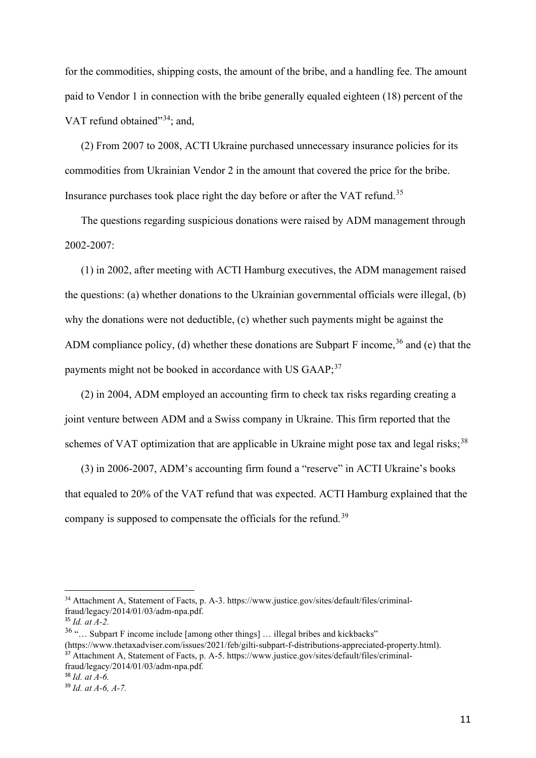for the commodities, shipping costs, the amount of the bribe, and a handling fee. The amount paid to Vendor 1 in connection with the bribe generally equaled eighteen (18) percent of the VAT refund obtained"[34]; and,

(2) From 2007 to 2008, ACTI Ukraine purchased unnecessary insurance policies for its commodities from Ukrainian Vendor 2 in the amount that covered the price for the bribe. Insurance purchases took place right the day before or after the VAT refund.[35]

The questions regarding suspicious donations were raised by ADM management through 2002-2007:

(1) in 2002, after meeting with ACTI Hamburg executives, the ADM management raised the questions: (a) whether donations to the Ukrainian governmental officials were illegal, (b) why the donations were not deductible, (c) whether such payments might be against the ADM compliance policy, (d) whether these donations are Subpart F income,[36] and (e) that the payments might not be booked in accordance with US GAAP;[37]

(2) in 2004, ADM employed an accounting firm to check tax risks regarding creating a joint venture between ADM and a Swiss company in Ukraine. This firm reported that the schemes of VAT optimization that are applicable in Ukraine might pose tax and legal risks;[38]

(3) in 2006-2007, ADM's accounting firm found a "reserve" in ACTI Ukraine's books that equaled to 20% of the VAT refund that was expected. ACTI Hamburg explained that the company is supposed to compensate the officials for the refund.[39]

---

[34] Attachment A, Statement of Facts, p. A-3. https://www.justice.gov/sites/default/files/criminal-fraud/legacy/2014/01/03/adm-npa.pdf.

[35] *Id. at A-2.*

[36] "… Subpart F income include [among other things] … illegal bribes and kickbacks" (https://www.thetaxadviser.com/issues/2021/feb/gilti-subpart-f-distributions-appreciated-property.html).

[37] Attachment A, Statement of Facts, p. A-5. https://www.justice.gov/sites/default/files/criminal-fraud/legacy/2014/01/03/adm-npa.pdf.

[38] *Id. at A-6.*

[39] *Id. at A-6, A-7.*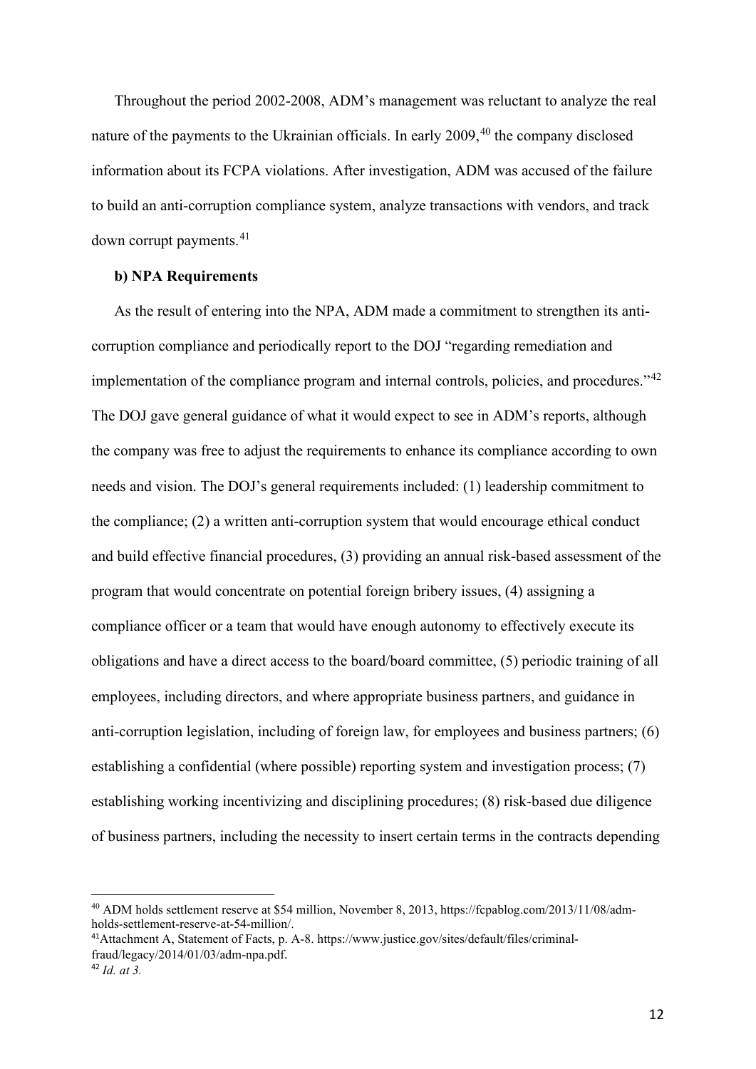Throughout the period 2002-2008, ADM's management was reluctant to analyze the real nature of the payments to the Ukrainian officials. In early 2009,[40] the company disclosed information about its FCPA violations. After investigation, ADM was accused of the failure to build an anti-corruption compliance system, analyze transactions with vendors, and track down corrupt payments.[41]

**b) NPA Requirements**

As the result of entering into the NPA, ADM made a commitment to strengthen its anti-corruption compliance and periodically report to the DOJ "regarding remediation and implementation of the compliance program and internal controls, policies, and procedures."[42] The DOJ gave general guidance of what it would expect to see in ADM's reports, although the company was free to adjust the requirements to enhance its compliance according to own needs and vision. The DOJ's general requirements included: (1) leadership commitment to the compliance; (2) a written anti-corruption system that would encourage ethical conduct and build effective financial procedures, (3) providing an annual risk-based assessment of the program that would concentrate on potential foreign bribery issues, (4) assigning a compliance officer or a team that would have enough autonomy to effectively execute its obligations and have a direct access to the board/board committee, (5) periodic training of all employees, including directors, and where appropriate business partners, and guidance in anti-corruption legislation, including of foreign law, for employees and business partners; (6) establishing a confidential (where possible) reporting system and investigation process; (7) establishing working incentivizing and disciplining procedures; (8) risk-based due diligence of business partners, including the necessity to insert certain terms in the contracts depending

---

[40] ADM holds settlement reserve at $54 million, November 8, 2013, https://fcpablog.com/2013/11/08/adm-holds-settlement-reserve-at-54-million/.

[41] Attachment A, Statement of Facts, p. A-8. https://www.justice.gov/sites/default/files/criminal-fraud/legacy/2014/01/03/adm-npa.pdf.

[42] *Id. at 3.*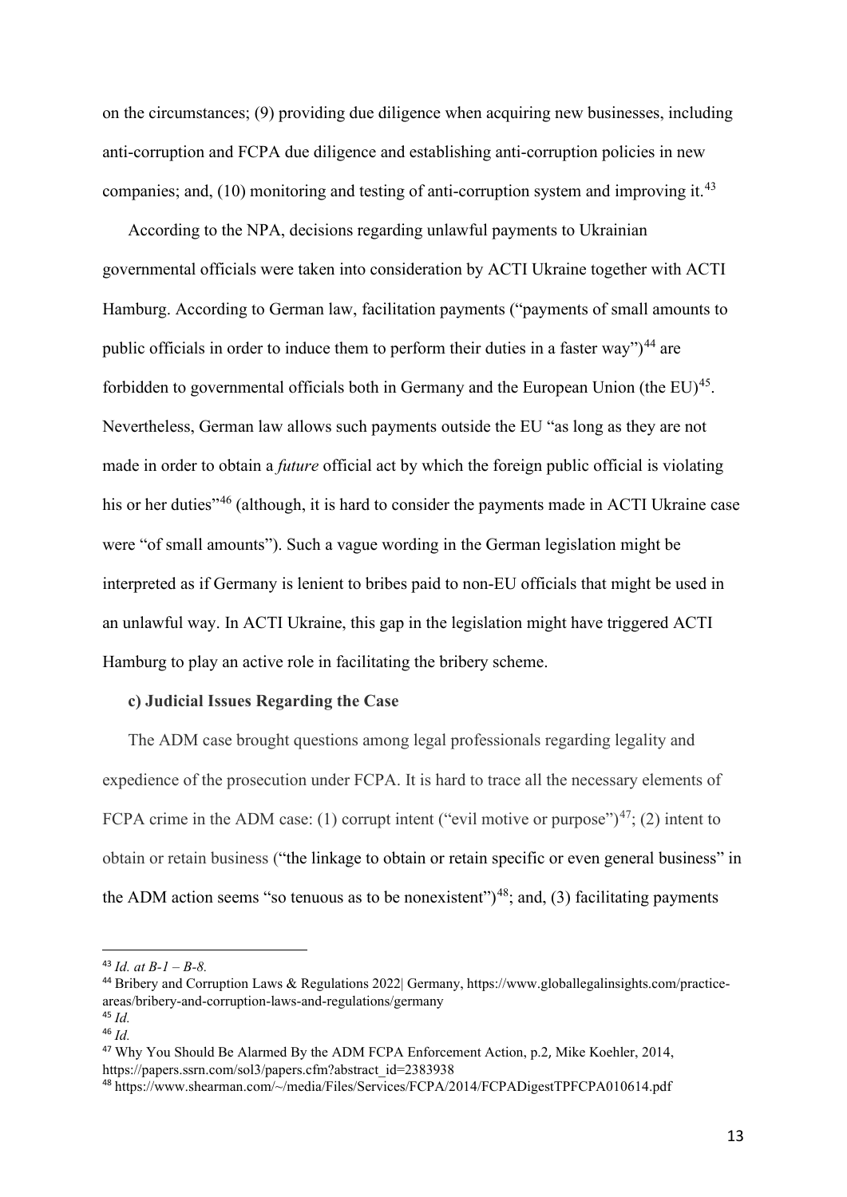on the circumstances; (9) providing due diligence when acquiring new businesses, including anti-corruption and FCPA due diligence and establishing anti-corruption policies in new companies; and, (10) monitoring and testing of anti-corruption system and improving it.[43]

According to the NPA, decisions regarding unlawful payments to Ukrainian governmental officials were taken into consideration by ACTI Ukraine together with ACTI Hamburg. According to German law, facilitation payments ("payments of small amounts to public officials in order to induce them to perform their duties in a faster way")[44] are forbidden to governmental officials both in Germany and the European Union (the EU)[45]. Nevertheless, German law allows such payments outside the EU "as long as they are not made in order to obtain a *future* official act by which the foreign public official is violating his or her duties"[46] (although, it is hard to consider the payments made in ACTI Ukraine case were "of small amounts"). Such a vague wording in the German legislation might be interpreted as if Germany is lenient to bribes paid to non-EU officials that might be used in an unlawful way. In ACTI Ukraine, this gap in the legislation might have triggered ACTI Hamburg to play an active role in facilitating the bribery scheme.

**c) Judicial Issues Regarding the Case**

The ADM case brought questions among legal professionals regarding legality and expedience of the prosecution under FCPA. It is hard to trace all the necessary elements of FCPA crime in the ADM case: (1) corrupt intent ("evil motive or purpose")[47]; (2) intent to obtain or retain business ("the linkage to obtain or retain specific or even general business" in the ADM action seems "so tenuous as to be nonexistent")[48]; and, (3) facilitating payments

---

[43] *Id. at B-1 – B-8.*

[44] Bribery and Corruption Laws & Regulations 2022| Germany, https://www.globallegalinsights.com/practice-areas/bribery-and-corruption-laws-and-regulations/germany

[45] *Id.*

[46] *Id.*

[47] Why You Should Be Alarmed By the ADM FCPA Enforcement Action, p.2, Mike Koehler, 2014, https://papers.ssrn.com/sol3/papers.cfm?abstract_id=2383938

[48] https://www.shearman.com/~/media/Files/Services/FCPA/2014/FCPADigestTPFCPA010614.pdf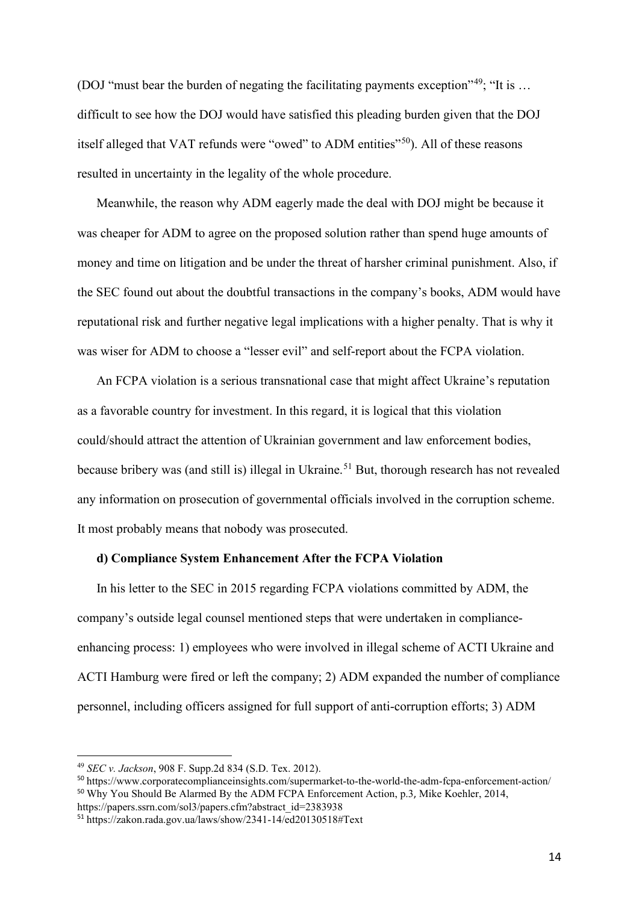(DOJ "must bear the burden of negating the facilitating payments exception"[49]; "It is … difficult to see how the DOJ would have satisfied this pleading burden given that the DOJ itself alleged that VAT refunds were "owed" to ADM entities"[50]). All of these reasons resulted in uncertainty in the legality of the whole procedure.

Meanwhile, the reason why ADM eagerly made the deal with DOJ might be because it was cheaper for ADM to agree on the proposed solution rather than spend huge amounts of money and time on litigation and be under the threat of harsher criminal punishment. Also, if the SEC found out about the doubtful transactions in the company's books, ADM would have reputational risk and further negative legal implications with a higher penalty. That is why it was wiser for ADM to choose a "lesser evil" and self-report about the FCPA violation.

An FCPA violation is a serious transnational case that might affect Ukraine's reputation as a favorable country for investment. In this regard, it is logical that this violation could/should attract the attention of Ukrainian government and law enforcement bodies, because bribery was (and still is) illegal in Ukraine.[51] But, thorough research has not revealed any information on prosecution of governmental officials involved in the corruption scheme. It most probably means that nobody was prosecuted.

**d) Compliance System Enhancement After the FCPA Violation**

In his letter to the SEC in 2015 regarding FCPA violations committed by ADM, the company's outside legal counsel mentioned steps that were undertaken in compliance-enhancing process: 1) employees who were involved in illegal scheme of ACTI Ukraine and ACTI Hamburg were fired or left the company; 2) ADM expanded the number of compliance personnel, including officers assigned for full support of anti-corruption efforts; 3) ADM

---

[49] *SEC v. Jackson*, 908 F. Supp.2d 834 (S.D. Tex. 2012).

[50] https://www.corporatecomplianceinsights.com/supermarket-to-the-world-the-adm-fcpa-enforcement-action/

[50] Why You Should Be Alarmed By the ADM FCPA Enforcement Action, p.3, Mike Koehler, 2014, https://papers.ssrn.com/sol3/papers.cfm?abstract_id=2383938

[51] https://zakon.rada.gov.ua/laws/show/2341-14/ed20130518#Text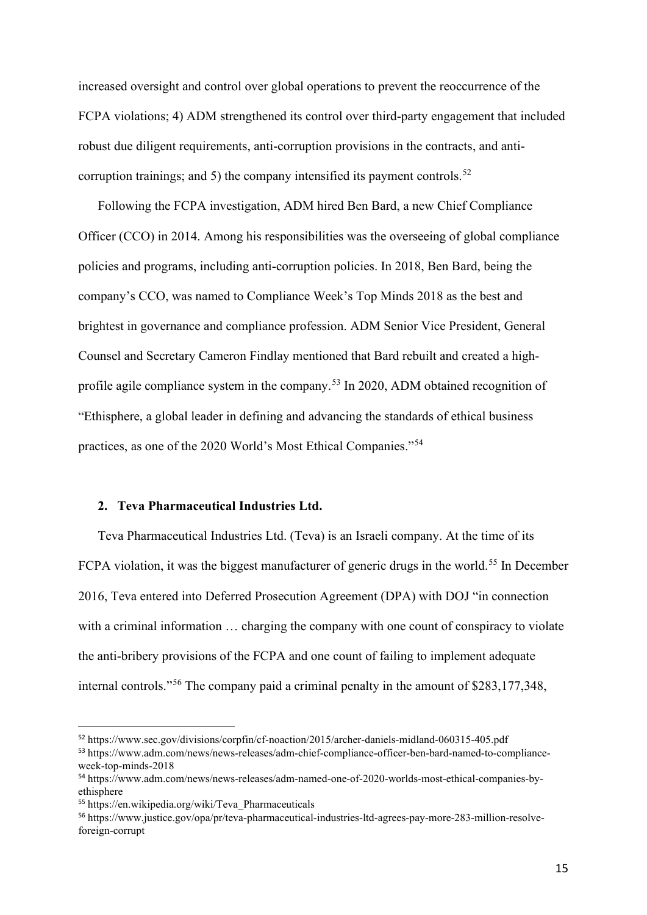increased oversight and control over global operations to prevent the reoccurrence of the FCPA violations; 4) ADM strengthened its control over third-party engagement that included robust due diligent requirements, anti-corruption provisions in the contracts, and anti-corruption trainings; and 5) the company intensified its payment controls.[52]

Following the FCPA investigation, ADM hired Ben Bard, a new Chief Compliance Officer (CCO) in 2014. Among his responsibilities was the overseeing of global compliance policies and programs, including anti-corruption policies. In 2018, Ben Bard, being the company's CCO, was named to Compliance Week's Top Minds 2018 as the best and brightest in governance and compliance profession. ADM Senior Vice President, General Counsel and Secretary Cameron Findlay mentioned that Bard rebuilt and created a high-profile agile compliance system in the company.[53] In 2020, ADM obtained recognition of "Ethisphere, a global leader in defining and advancing the standards of ethical business practices, as one of the 2020 World's Most Ethical Companies."[54]

### 2. Teva Pharmaceutical Industries Ltd.

Teva Pharmaceutical Industries Ltd. (Teva) is an Israeli company. At the time of its FCPA violation, it was the biggest manufacturer of generic drugs in the world.[55] In December 2016, Teva entered into Deferred Prosecution Agreement (DPA) with DOJ "in connection with a criminal information … charging the company with one count of conspiracy to violate the anti-bribery provisions of the FCPA and one count of failing to implement adequate internal controls."[56] The company paid a criminal penalty in the amount of $283,177,348,

---

[52] https://www.sec.gov/divisions/corpfin/cf-noaction/2015/archer-daniels-midland-060315-405.pdf

[53] https://www.adm.com/news/news-releases/adm-chief-compliance-officer-ben-bard-named-to-compliance-week-top-minds-2018

[54] https://www.adm.com/news/news-releases/adm-named-one-of-2020-worlds-most-ethical-companies-by-ethisphere

[55] https://en.wikipedia.org/wiki/Teva_Pharmaceuticals

[56] https://www.justice.gov/opa/pr/teva-pharmaceutical-industries-ltd-agrees-pay-more-283-million-resolve-foreign-corrupt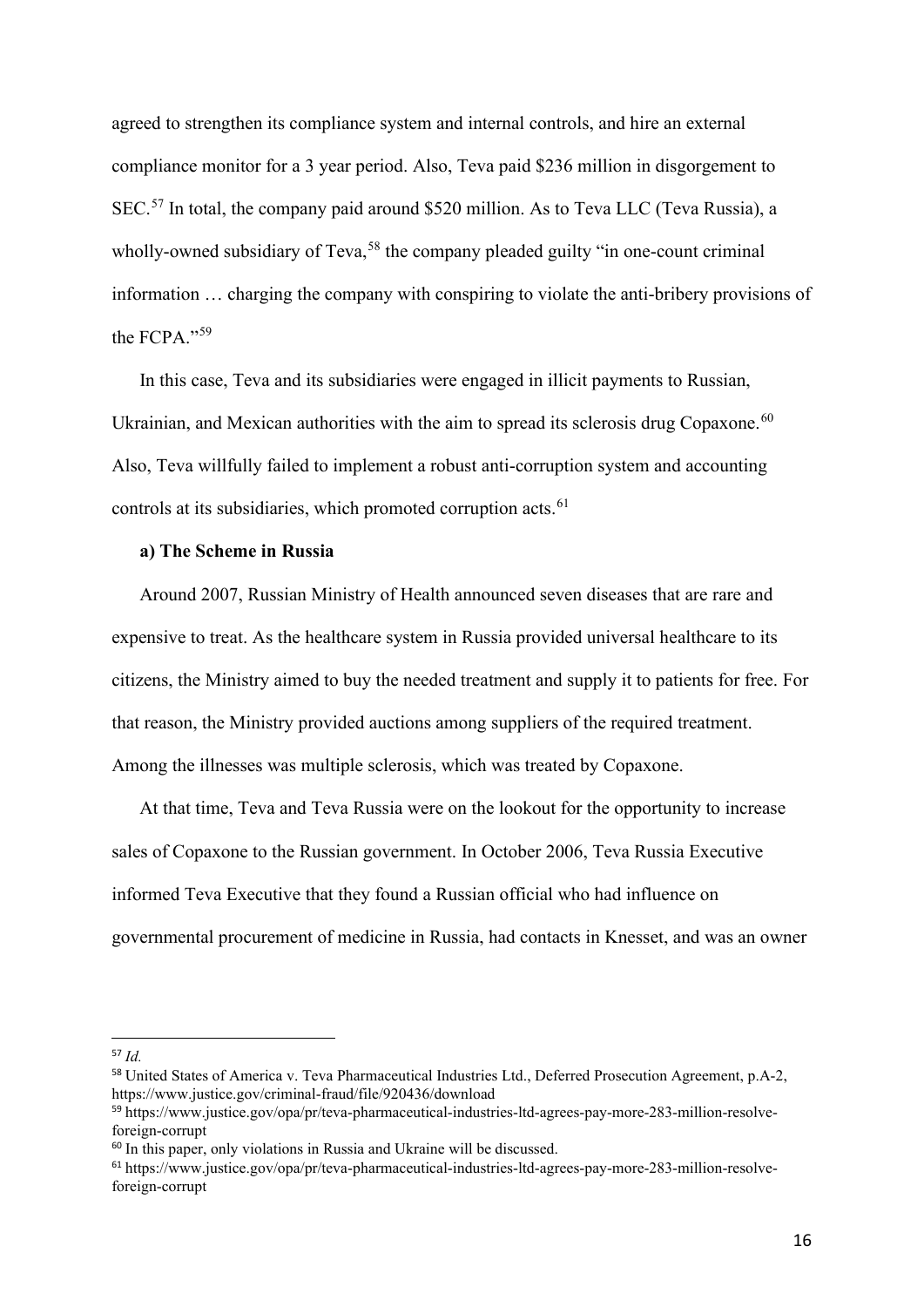agreed to strengthen its compliance system and internal controls, and hire an external compliance monitor for a 3 year period. Also, Teva paid $236 million in disgorgement to SEC.[57] In total, the company paid around $520 million. As to Teva LLC (Teva Russia), a wholly-owned subsidiary of Teva,[58] the company pleaded guilty "in one-count criminal information … charging the company with conspiring to violate the anti-bribery provisions of the FCPA."[59]

In this case, Teva and its subsidiaries were engaged in illicit payments to Russian, Ukrainian, and Mexican authorities with the aim to spread its sclerosis drug Copaxone.[60] Also, Teva willfully failed to implement a robust anti-corruption system and accounting controls at its subsidiaries, which promoted corruption acts.[61]

**a) The Scheme in Russia**

Around 2007, Russian Ministry of Health announced seven diseases that are rare and expensive to treat. As the healthcare system in Russia provided universal healthcare to its citizens, the Ministry aimed to buy the needed treatment and supply it to patients for free. For that reason, the Ministry provided auctions among suppliers of the required treatment. Among the illnesses was multiple sclerosis, which was treated by Copaxone.

At that time, Teva and Teva Russia were on the lookout for the opportunity to increase sales of Copaxone to the Russian government. In October 2006, Teva Russia Executive informed Teva Executive that they found a Russian official who had influence on governmental procurement of medicine in Russia, had contacts in Knesset, and was an owner

---

[57] *Id.*

[58] United States of America v. Teva Pharmaceutical Industries Ltd., Deferred Prosecution Agreement, p.A-2, https://www.justice.gov/criminal-fraud/file/920436/download

[59] https://www.justice.gov/opa/pr/teva-pharmaceutical-industries-ltd-agrees-pay-more-283-million-resolve-foreign-corrupt

[60] In this paper, only violations in Russia and Ukraine will be discussed.

[61] https://www.justice.gov/opa/pr/teva-pharmaceutical-industries-ltd-agrees-pay-more-283-million-resolve-foreign-corrupt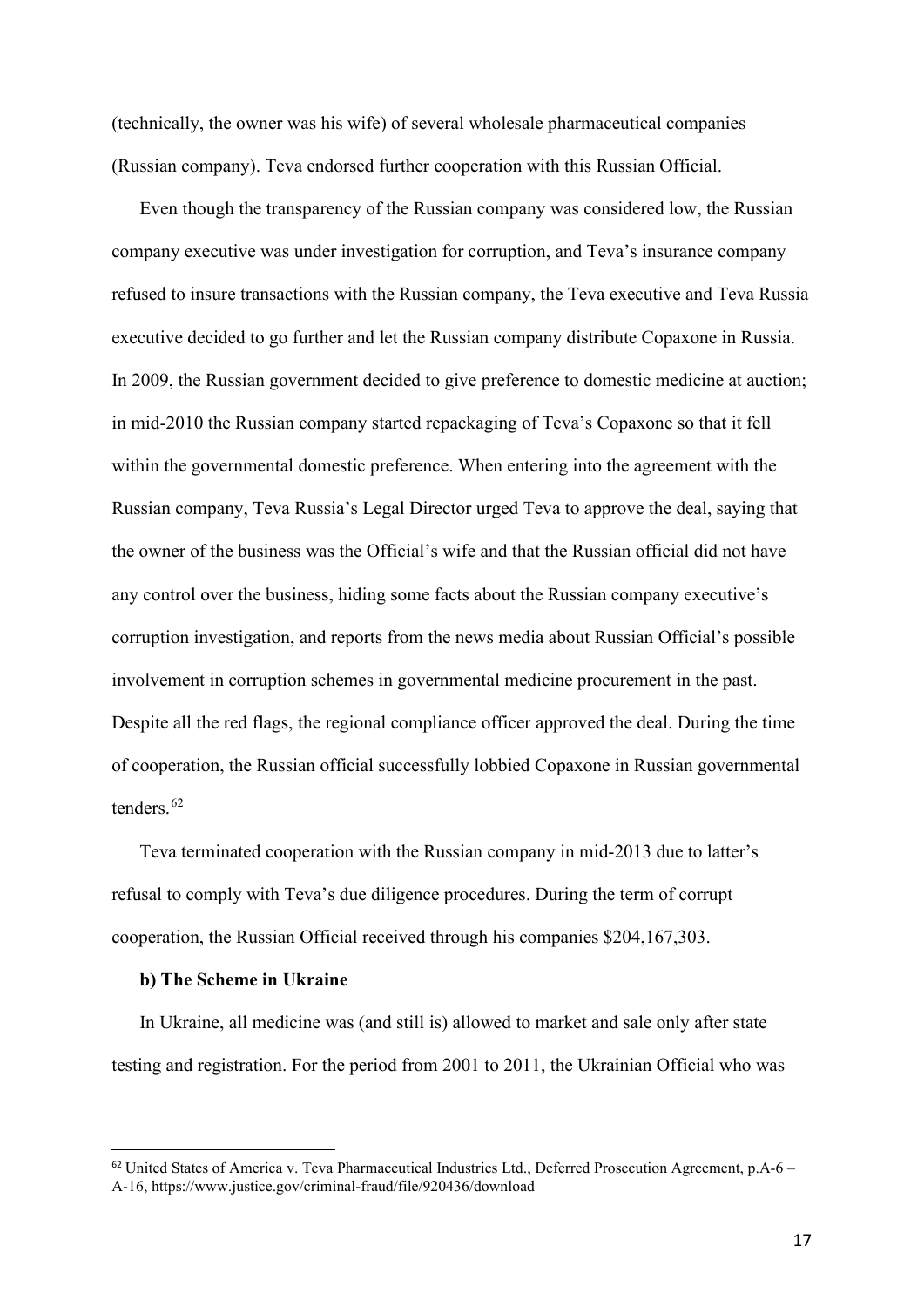(technically, the owner was his wife) of several wholesale pharmaceutical companies (Russian company). Teva endorsed further cooperation with this Russian Official.

Even though the transparency of the Russian company was considered low, the Russian company executive was under investigation for corruption, and Teva's insurance company refused to insure transactions with the Russian company, the Teva executive and Teva Russia executive decided to go further and let the Russian company distribute Copaxone in Russia. In 2009, the Russian government decided to give preference to domestic medicine at auction; in mid-2010 the Russian company started repackaging of Teva's Copaxone so that it fell within the governmental domestic preference. When entering into the agreement with the Russian company, Teva Russia's Legal Director urged Teva to approve the deal, saying that the owner of the business was the Official's wife and that the Russian official did not have any control over the business, hiding some facts about the Russian company executive's corruption investigation, and reports from the news media about Russian Official's possible involvement in corruption schemes in governmental medicine procurement in the past. Despite all the red flags, the regional compliance officer approved the deal. During the time of cooperation, the Russian official successfully lobbied Copaxone in Russian governmental tenders.[62]

Teva terminated cooperation with the Russian company in mid-2013 due to latter's refusal to comply with Teva's due diligence procedures. During the term of corrupt cooperation, the Russian Official received through his companies $204,167,303.

**b) The Scheme in Ukraine**

In Ukraine, all medicine was (and still is) allowed to market and sale only after state testing and registration. For the period from 2001 to 2011, the Ukrainian Official who was

[62] United States of America v. Teva Pharmaceutical Industries Ltd., Deferred Prosecution Agreement, p.A-6 – A-16, https://www.justice.gov/criminal-fraud/file/920436/download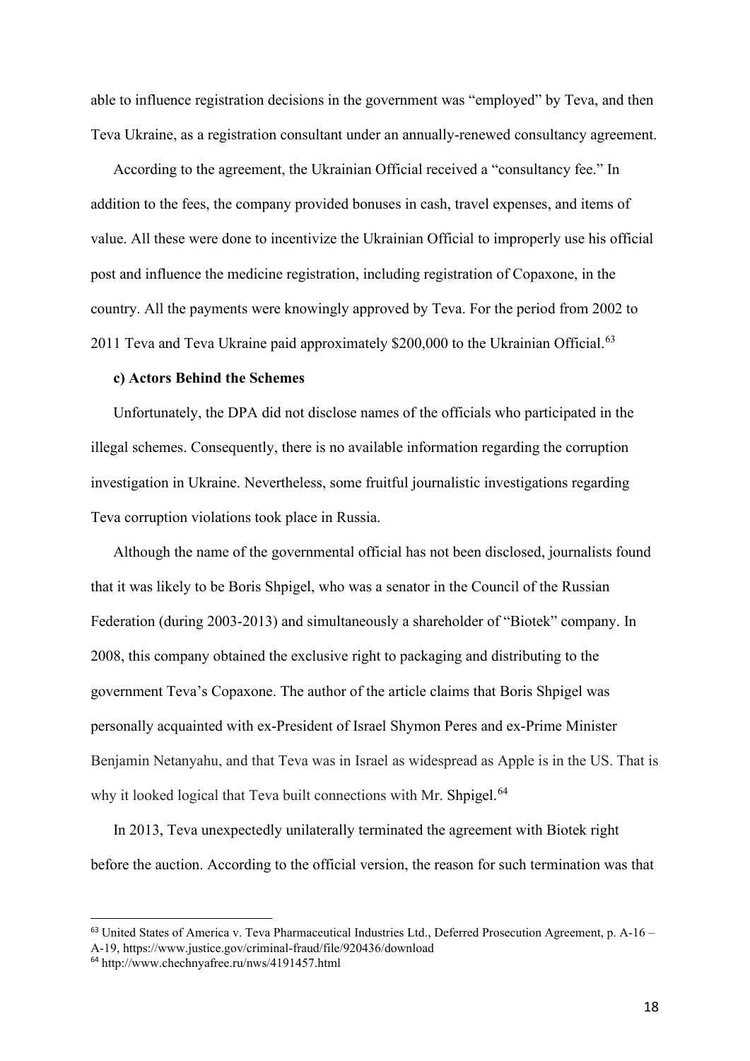able to influence registration decisions in the government was "employed" by Teva, and then Teva Ukraine, as a registration consultant under an annually-renewed consultancy agreement.

According to the agreement, the Ukrainian Official received a "consultancy fee." In addition to the fees, the company provided bonuses in cash, travel expenses, and items of value. All these were done to incentivize the Ukrainian Official to improperly use his official post and influence the medicine registration, including registration of Copaxone, in the country. All the payments were knowingly approved by Teva. For the period from 2002 to 2011 Teva and Teva Ukraine paid approximately $200,000 to the Ukrainian Official.[63]

**c) Actors Behind the Schemes**

Unfortunately, the DPA did not disclose names of the officials who participated in the illegal schemes. Consequently, there is no available information regarding the corruption investigation in Ukraine. Nevertheless, some fruitful journalistic investigations regarding Teva corruption violations took place in Russia.

Although the name of the governmental official has not been disclosed, journalists found that it was likely to be Boris Shpigel, who was a senator in the Council of the Russian Federation (during 2003-2013) and simultaneously a shareholder of "Biotek" company. In 2008, this company obtained the exclusive right to packaging and distributing to the government Teva's Copaxone. The author of the article claims that Boris Shpigel was personally acquainted with ex-President of Israel Shymon Peres and ex-Prime Minister Benjamin Netanyahu, and that Teva was in Israel as widespread as Apple is in the US. That is why it looked logical that Teva built connections with Mr. Shpigel.[64]

In 2013, Teva unexpectedly unilaterally terminated the agreement with Biotek right before the auction. According to the official version, the reason for such termination was that

---

[63] United States of America v. Teva Pharmaceutical Industries Ltd., Deferred Prosecution Agreement, p. A-16 – A-19, https://www.justice.gov/criminal-fraud/file/920436/download

[64] http://www.chechnyafree.ru/nws/4191457.html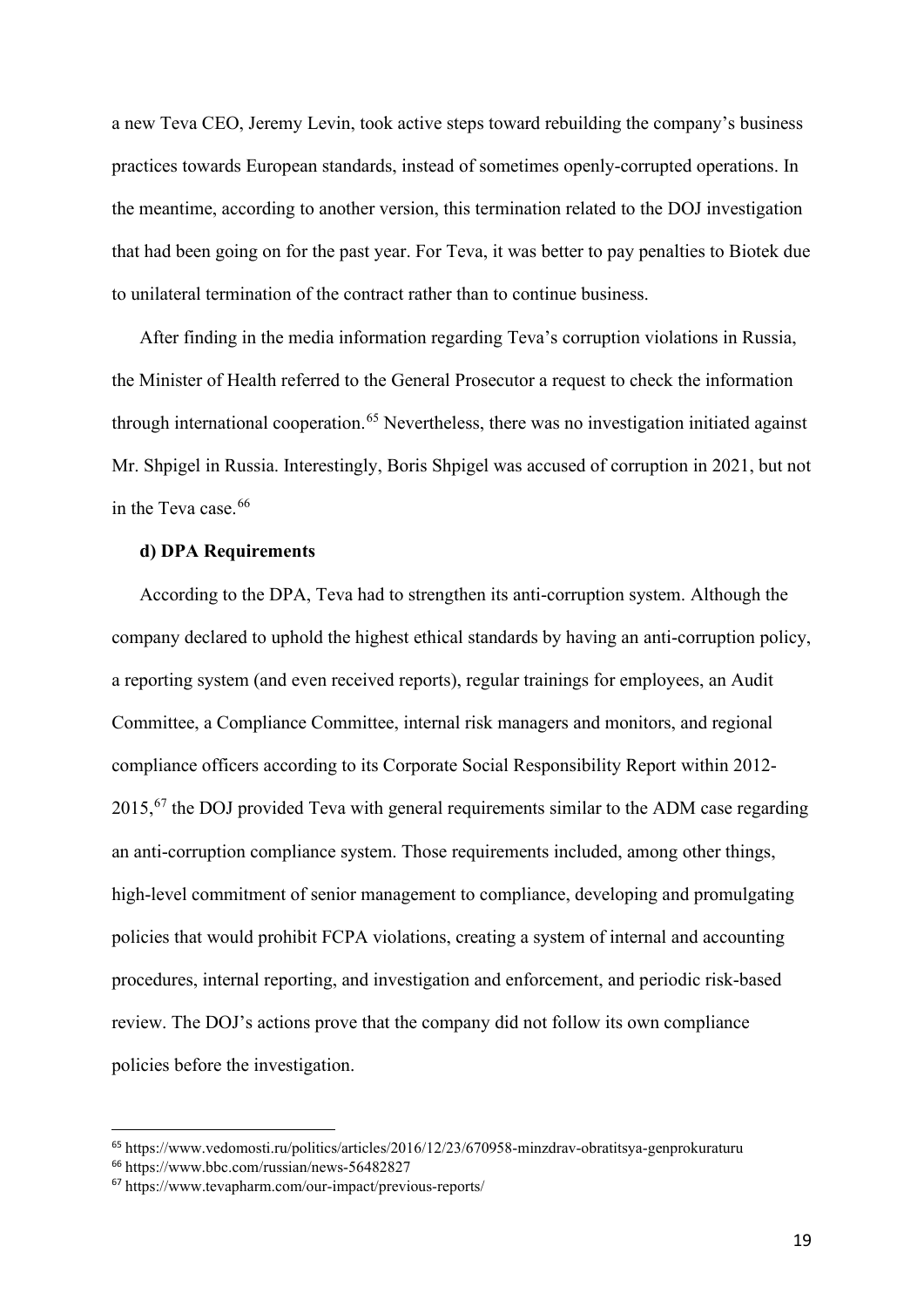a new Teva CEO, Jeremy Levin, took active steps toward rebuilding the company's business practices towards European standards, instead of sometimes openly-corrupted operations. In the meantime, according to another version, this termination related to the DOJ investigation that had been going on for the past year. For Teva, it was better to pay penalties to Biotek due to unilateral termination of the contract rather than to continue business.

After finding in the media information regarding Teva's corruption violations in Russia, the Minister of Health referred to the General Prosecutor a request to check the information through international cooperation.[65] Nevertheless, there was no investigation initiated against Mr. Shpigel in Russia. Interestingly, Boris Shpigel was accused of corruption in 2021, but not in the Teva case.[66]

**d) DPA Requirements**

According to the DPA, Teva had to strengthen its anti-corruption system. Although the company declared to uphold the highest ethical standards by having an anti-corruption policy, a reporting system (and even received reports), regular trainings for employees, an Audit Committee, a Compliance Committee, internal risk managers and monitors, and regional compliance officers according to its Corporate Social Responsibility Report within 2012-2015,[67] the DOJ provided Teva with general requirements similar to the ADM case regarding an anti-corruption compliance system. Those requirements included, among other things, high-level commitment of senior management to compliance, developing and promulgating policies that would prohibit FCPA violations, creating a system of internal and accounting procedures, internal reporting, and investigation and enforcement, and periodic risk-based review. The DOJ's actions prove that the company did not follow its own compliance policies before the investigation.

[65] https://www.vedomosti.ru/politics/articles/2016/12/23/670958-minzdrav-obratitsya-genprokuraturu

[66] https://www.bbc.com/russian/news-56482827

[67] https://www.tevapharm.com/our-impact/previous-reports/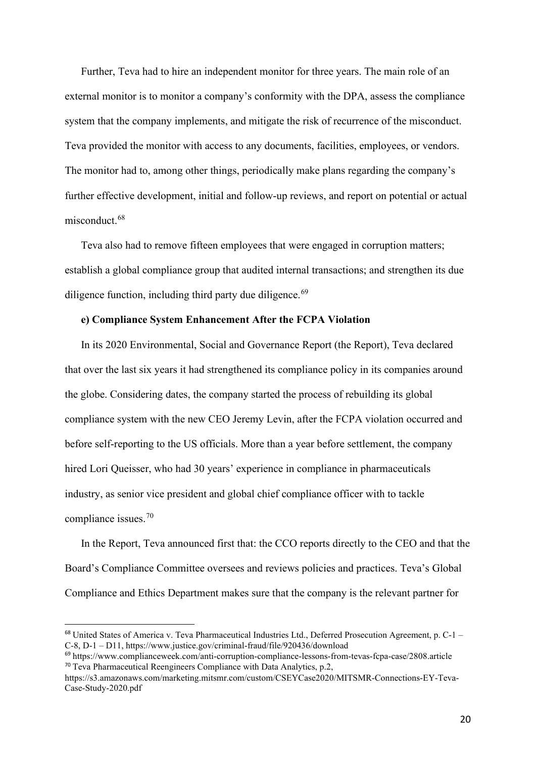Further, Teva had to hire an independent monitor for three years. The main role of an external monitor is to monitor a company's conformity with the DPA, assess the compliance system that the company implements, and mitigate the risk of recurrence of the misconduct. Teva provided the monitor with access to any documents, facilities, employees, or vendors. The monitor had to, among other things, periodically make plans regarding the company's further effective development, initial and follow-up reviews, and report on potential or actual misconduct.[68]

Teva also had to remove fifteen employees that were engaged in corruption matters; establish a global compliance group that audited internal transactions; and strengthen its due diligence function, including third party due diligence.[69]

**e) Compliance System Enhancement After the FCPA Violation**

In its 2020 Environmental, Social and Governance Report (the Report), Teva declared that over the last six years it had strengthened its compliance policy in its companies around the globe. Considering dates, the company started the process of rebuilding its global compliance system with the new CEO Jeremy Levin, after the FCPA violation occurred and before self-reporting to the US officials. More than a year before settlement, the company hired Lori Queisser, who had 30 years' experience in compliance in pharmaceuticals industry, as senior vice president and global chief compliance officer with to tackle compliance issues.[70]

In the Report, Teva announced first that: the CCO reports directly to the CEO and that the Board's Compliance Committee oversees and reviews policies and practices. Teva's Global Compliance and Ethics Department makes sure that the company is the relevant partner for

---

[68] United States of America v. Teva Pharmaceutical Industries Ltd., Deferred Prosecution Agreement, p. C-1 – C-8, D-1 – D11, https://www.justice.gov/criminal-fraud/file/920436/download

[69] https://www.complianceweek.com/anti-corruption-compliance-lessons-from-tevas-fcpa-case/2808.article

[70] Teva Pharmaceutical Reengineers Compliance with Data Analytics, p.2, https://s3.amazonaws.com/marketing.mitsmr.com/custom/CSEYCase2020/MITSMR-Connections-EY-Teva-Case-Study-2020.pdf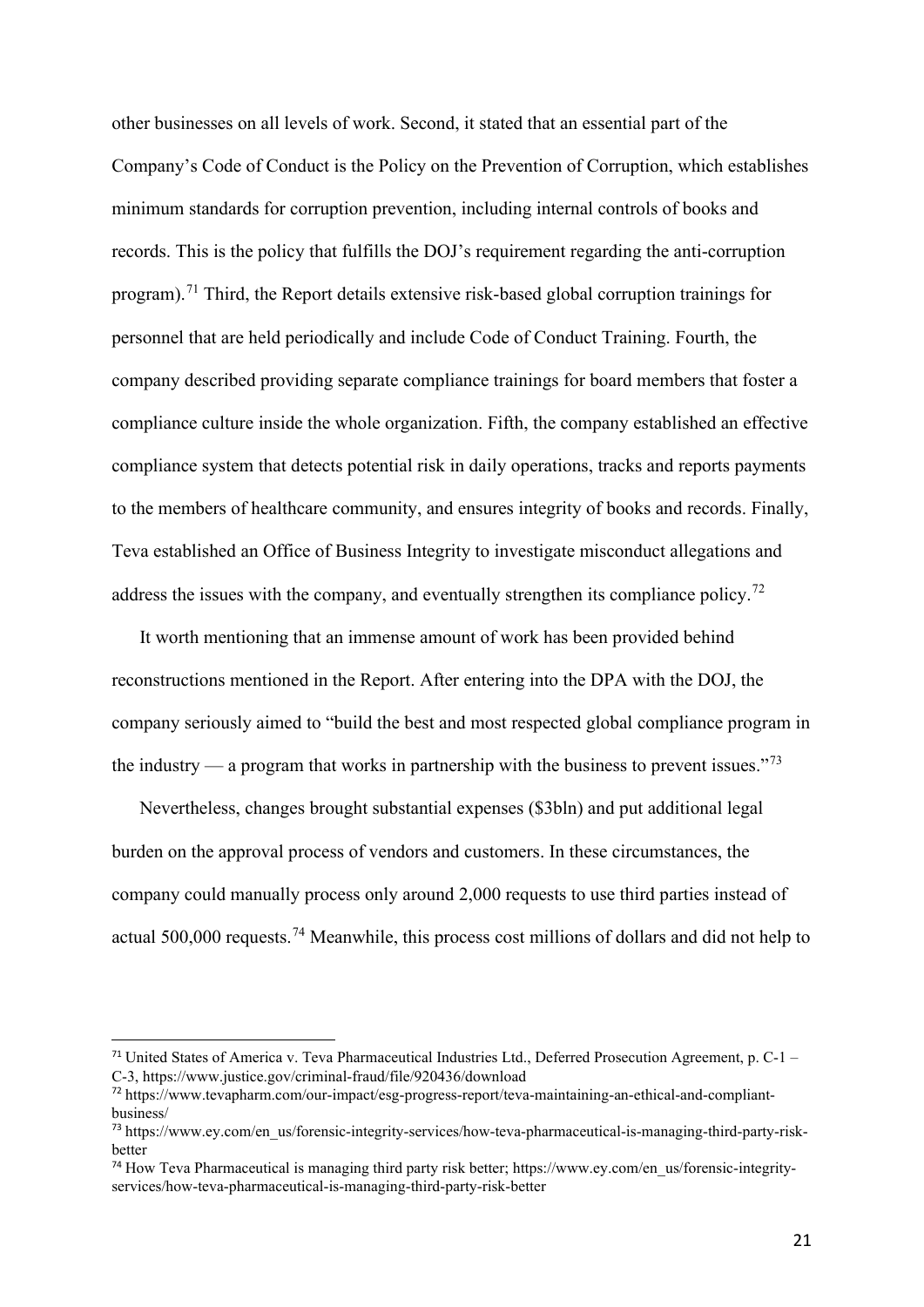other businesses on all levels of work. Second, it stated that an essential part of the Company's Code of Conduct is the Policy on the Prevention of Corruption, which establishes minimum standards for corruption prevention, including internal controls of books and records. This is the policy that fulfills the DOJ's requirement regarding the anti-corruption program).[71] Third, the Report details extensive risk-based global corruption trainings for personnel that are held periodically and include Code of Conduct Training. Fourth, the company described providing separate compliance trainings for board members that foster a compliance culture inside the whole organization. Fifth, the company established an effective compliance system that detects potential risk in daily operations, tracks and reports payments to the members of healthcare community, and ensures integrity of books and records. Finally, Teva established an Office of Business Integrity to investigate misconduct allegations and address the issues with the company, and eventually strengthen its compliance policy.[72]

It worth mentioning that an immense amount of work has been provided behind reconstructions mentioned in the Report. After entering into the DPA with the DOJ, the company seriously aimed to "build the best and most respected global compliance program in the industry — a program that works in partnership with the business to prevent issues."[73]

Nevertheless, changes brought substantial expenses ($3bln) and put additional legal burden on the approval process of vendors and customers. In these circumstances, the company could manually process only around 2,000 requests to use third parties instead of actual 500,000 requests.[74] Meanwhile, this process cost millions of dollars and did not help to

---

[71] United States of America v. Teva Pharmaceutical Industries Ltd., Deferred Prosecution Agreement, p. C-1 – C-3, https://www.justice.gov/criminal-fraud/file/920436/download

[72] https://www.tevapharm.com/our-impact/esg-progress-report/teva-maintaining-an-ethical-and-compliant-business/

[73] https://www.ey.com/en_us/forensic-integrity-services/how-teva-pharmaceutical-is-managing-third-party-risk-better

[74] How Teva Pharmaceutical is managing third party risk better; https://www.ey.com/en_us/forensic-integrity-services/how-teva-pharmaceutical-is-managing-third-party-risk-better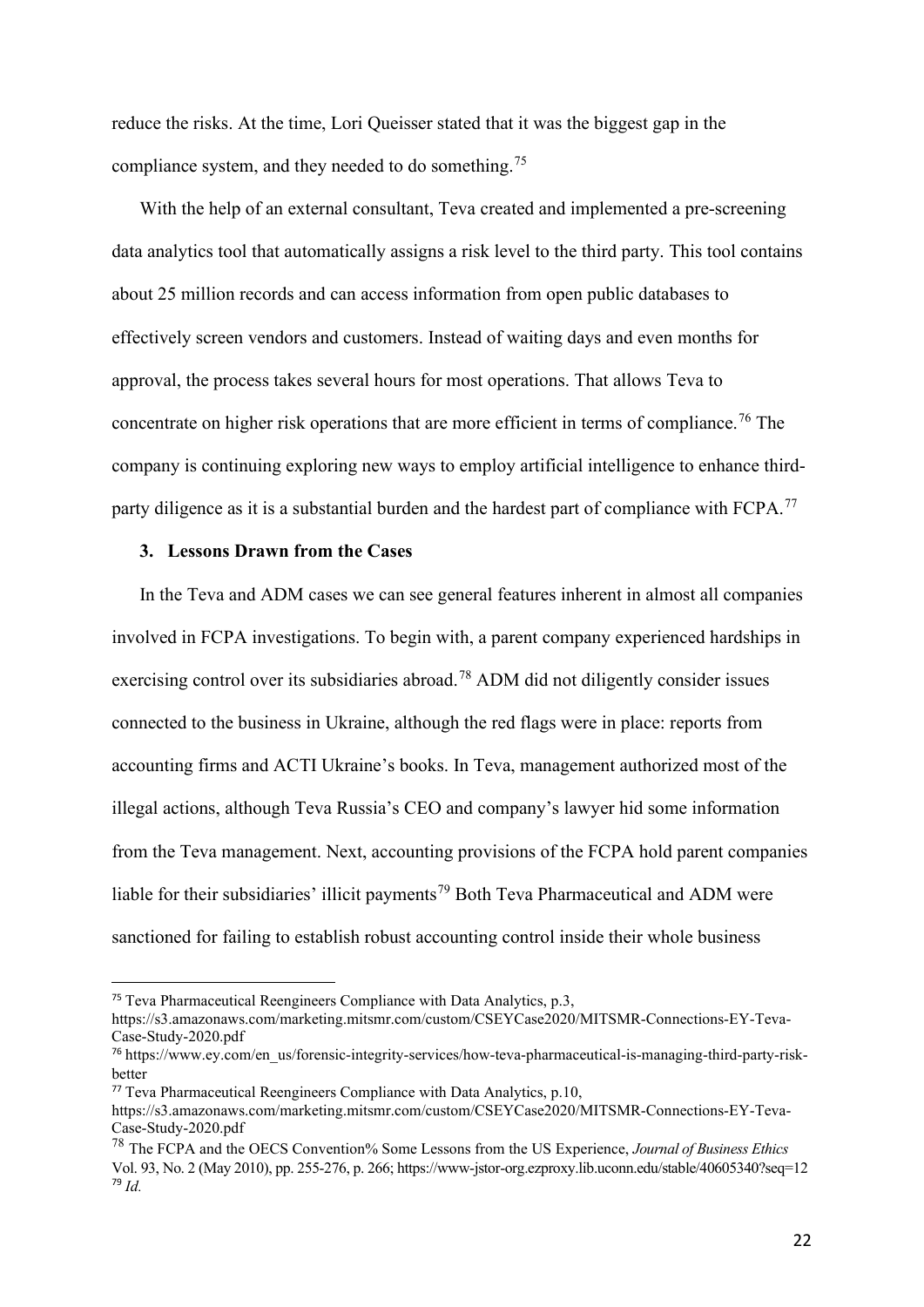reduce the risks. At the time, Lori Queisser stated that it was the biggest gap in the compliance system, and they needed to do something.[75]

With the help of an external consultant, Teva created and implemented a pre-screening data analytics tool that automatically assigns a risk level to the third party. This tool contains about 25 million records and can access information from open public databases to effectively screen vendors and customers. Instead of waiting days and even months for approval, the process takes several hours for most operations. That allows Teva to concentrate on higher risk operations that are more efficient in terms of compliance.[76] The company is continuing exploring new ways to employ artificial intelligence to enhance third-party diligence as it is a substantial burden and the hardest part of compliance with FCPA.[77]

### 3. Lessons Drawn from the Cases

In the Teva and ADM cases we can see general features inherent in almost all companies involved in FCPA investigations. To begin with, a parent company experienced hardships in exercising control over its subsidiaries abroad.[78] ADM did not diligently consider issues connected to the business in Ukraine, although the red flags were in place: reports from accounting firms and ACTI Ukraine's books. In Teva, management authorized most of the illegal actions, although Teva Russia's CEO and company's lawyer hid some information from the Teva management. Next, accounting provisions of the FCPA hold parent companies liable for their subsidiaries' illicit payments[79] Both Teva Pharmaceutical and ADM were sanctioned for failing to establish robust accounting control inside their whole business

---

[75] Teva Pharmaceutical Reengineers Compliance with Data Analytics, p.3, https://s3.amazonaws.com/marketing.mitsmr.com/custom/CSEYCase2020/MITSMR-Connections-EY-Teva-Case-Study-2020.pdf

[76] https://www.ey.com/en_us/forensic-integrity-services/how-teva-pharmaceutical-is-managing-third-party-risk-better

[77] Teva Pharmaceutical Reengineers Compliance with Data Analytics, p.10, https://s3.amazonaws.com/marketing.mitsmr.com/custom/CSEYCase2020/MITSMR-Connections-EY-Teva-Case-Study-2020.pdf

[78] The FCPA and the OECS Convention% Some Lessons from the US Experience, *Journal of Business Ethics* Vol. 93, No. 2 (May 2010), pp. 255-276, p. 266; https://www-jstor-org.ezproxy.lib.uconn.edu/stable/40605340?seq=12

[79] *Id.*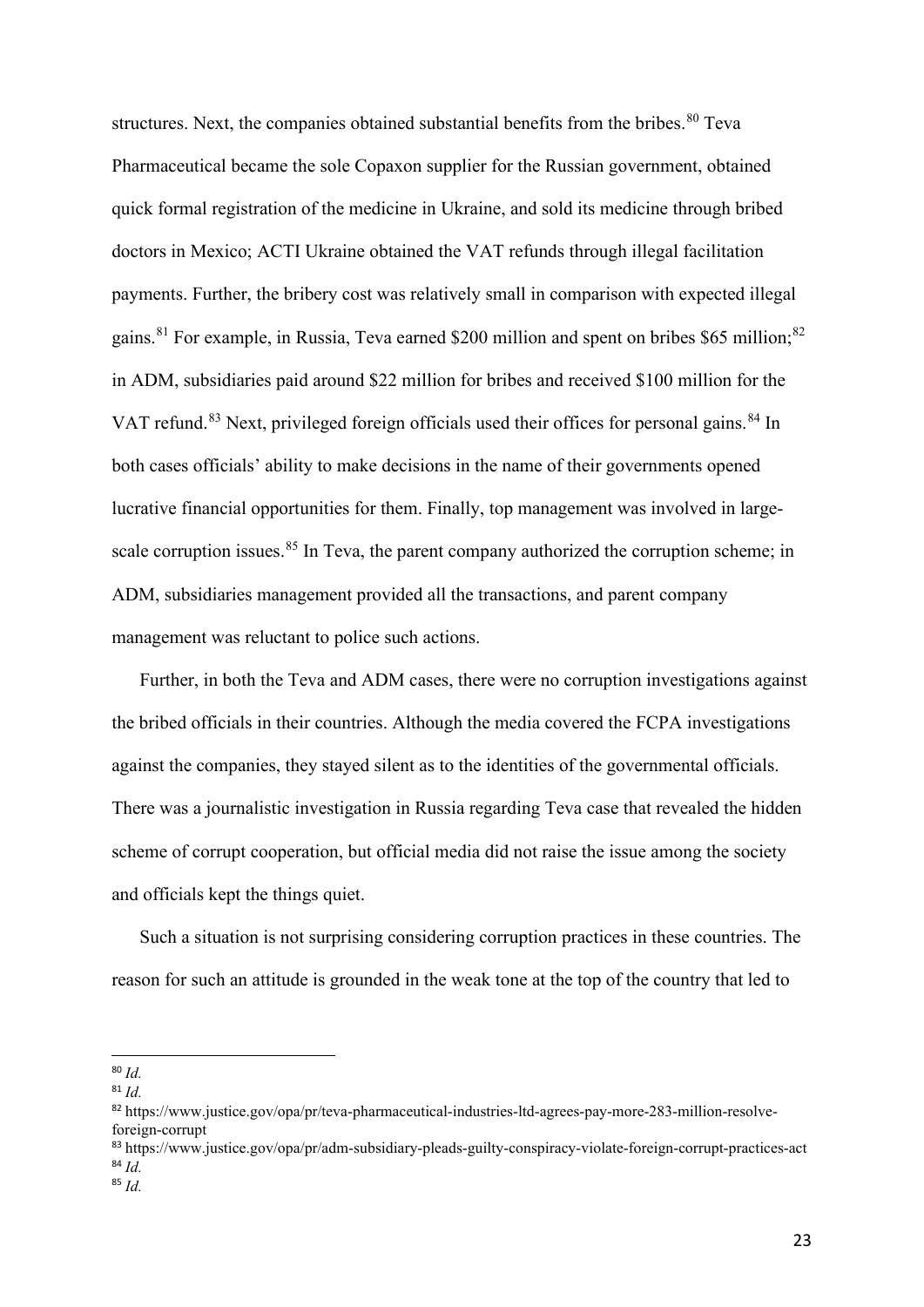structures. Next, the companies obtained substantial benefits from the bribes.[80] Teva Pharmaceutical became the sole Copaxon supplier for the Russian government, obtained quick formal registration of the medicine in Ukraine, and sold its medicine through bribed doctors in Mexico; ACTI Ukraine obtained the VAT refunds through illegal facilitation payments. Further, the bribery cost was relatively small in comparison with expected illegal gains.[81] For example, in Russia, Teva earned $200 million and spent on bribes $65 million;[82] in ADM, subsidiaries paid around $22 million for bribes and received $100 million for the VAT refund.[83] Next, privileged foreign officials used their offices for personal gains.[84] In both cases officials' ability to make decisions in the name of their governments opened lucrative financial opportunities for them. Finally, top management was involved in large-scale corruption issues.[85] In Teva, the parent company authorized the corruption scheme; in ADM, subsidiaries management provided all the transactions, and parent company management was reluctant to police such actions.

Further, in both the Teva and ADM cases, there were no corruption investigations against the bribed officials in their countries. Although the media covered the FCPA investigations against the companies, they stayed silent as to the identities of the governmental officials. There was a journalistic investigation in Russia regarding Teva case that revealed the hidden scheme of corrupt cooperation, but official media did not raise the issue among the society and officials kept the things quiet.

Such a situation is not surprising considering corruption practices in these countries. The reason for such an attitude is grounded in the weak tone at the top of the country that led to

---

[80] *Id.*

[81] *Id.*

[82] https://www.justice.gov/opa/pr/teva-pharmaceutical-industries-ltd-agrees-pay-more-283-million-resolve-foreign-corrupt

[83] https://www.justice.gov/opa/pr/adm-subsidiary-pleads-guilty-conspiracy-violate-foreign-corrupt-practices-act

[84] *Id.*

[85] *Id.*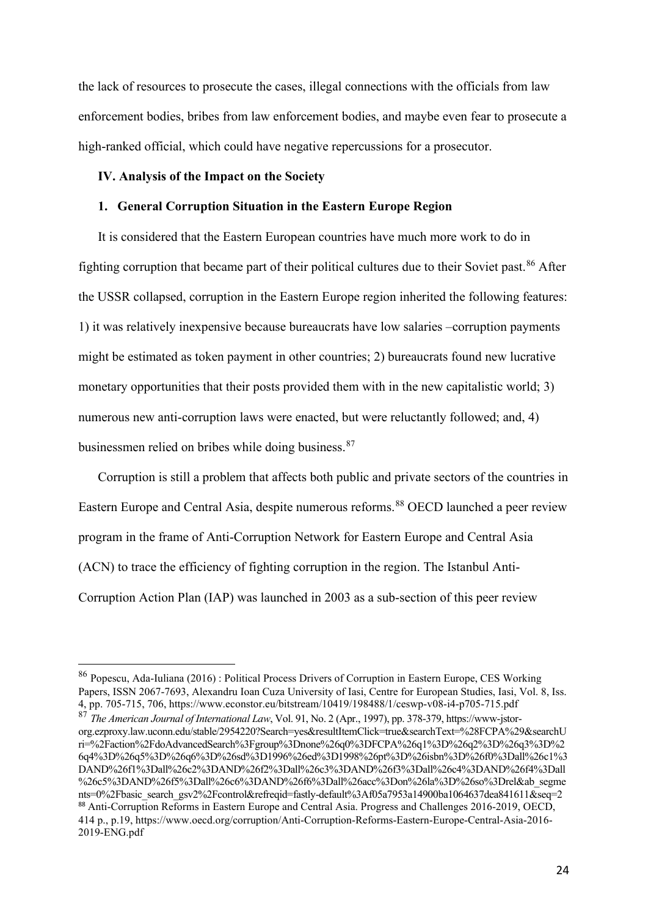the lack of resources to prosecute the cases, illegal connections with the officials from law enforcement bodies, bribes from law enforcement bodies, and maybe even fear to prosecute a high-ranked official, which could have negative repercussions for a prosecutor.

## IV. Analysis of the Impact on the Society

### 1. General Corruption Situation in the Eastern Europe Region

It is considered that the Eastern European countries have much more work to do in fighting corruption that became part of their political cultures due to their Soviet past.[86] After the USSR collapsed, corruption in the Eastern Europe region inherited the following features: 1) it was relatively inexpensive because bureaucrats have low salaries –corruption payments might be estimated as token payment in other countries; 2) bureaucrats found new lucrative monetary opportunities that their posts provided them with in the new capitalistic world; 3) numerous new anti-corruption laws were enacted, but were reluctantly followed; and, 4) businessmen relied on bribes while doing business.[87]

Corruption is still a problem that affects both public and private sectors of the countries in Eastern Europe and Central Asia, despite numerous reforms.[88] OECD launched a peer review program in the frame of Anti-Corruption Network for Eastern Europe and Central Asia (ACN) to trace the efficiency of fighting corruption in the region. The Istanbul Anti-Corruption Action Plan (IAP) was launched in 2003 as a sub-section of this peer review

---

[86] Popescu, Ada-Iuliana (2016) : Political Process Drivers of Corruption in Eastern Europe, CES Working Papers, ISSN 2067-7693, Alexandru Ioan Cuza University of Iasi, Centre for European Studies, Iasi, Vol. 8, Iss. 4, pp. 705-715, 706, https://www.econstor.eu/bitstream/10419/198488/1/ceswp-v08-i4-p705-715.pdf

[87] *The American Journal of International Law*, Vol. 91, No. 2 (Apr., 1997), pp. 378-379, https://www-jstor-org.ezproxy.law.uconn.edu/stable/2954220?Search=yes&resultItemClick=true&searchText=%28FCPA%29&searchUri=%2Faction%2FdoAdvancedSearch%3Fgroup%3Dnone%26q0%3DFCPA%26q1%3D%26q2%3D%26q3%3D%26q4%3D%26q5%3D%26q6%3D%26sd%3D1996%26ed%3D1998%26pt%3D%26isbn%3D%26f0%3Dall%26c1%3DAND%26f1%3Dall%26c2%3DAND%26f2%3Dall%26c3%3DAND%26f3%3Dall%26c4%3DAND%26f4%3Dall%26c5%3DAND%26f5%3Dall%26c6%3DAND%26f6%3Dall%26acc%3Don%26la%3D%26so%3Drel&ab_segments=0%2Fbasic_search_gsv2%2Fcontrol&refreqid=fastly-default%3Af05a7953a14900ba1064637dea841611&seq=2

[88] Anti-Corruption Reforms in Eastern Europe and Central Asia. Progress and Challenges 2016-2019, OECD, 414 p., p.19, https://www.oecd.org/corruption/Anti-Corruption-Reforms-Eastern-Europe-Central-Asia-2016-2019-ENG.pdf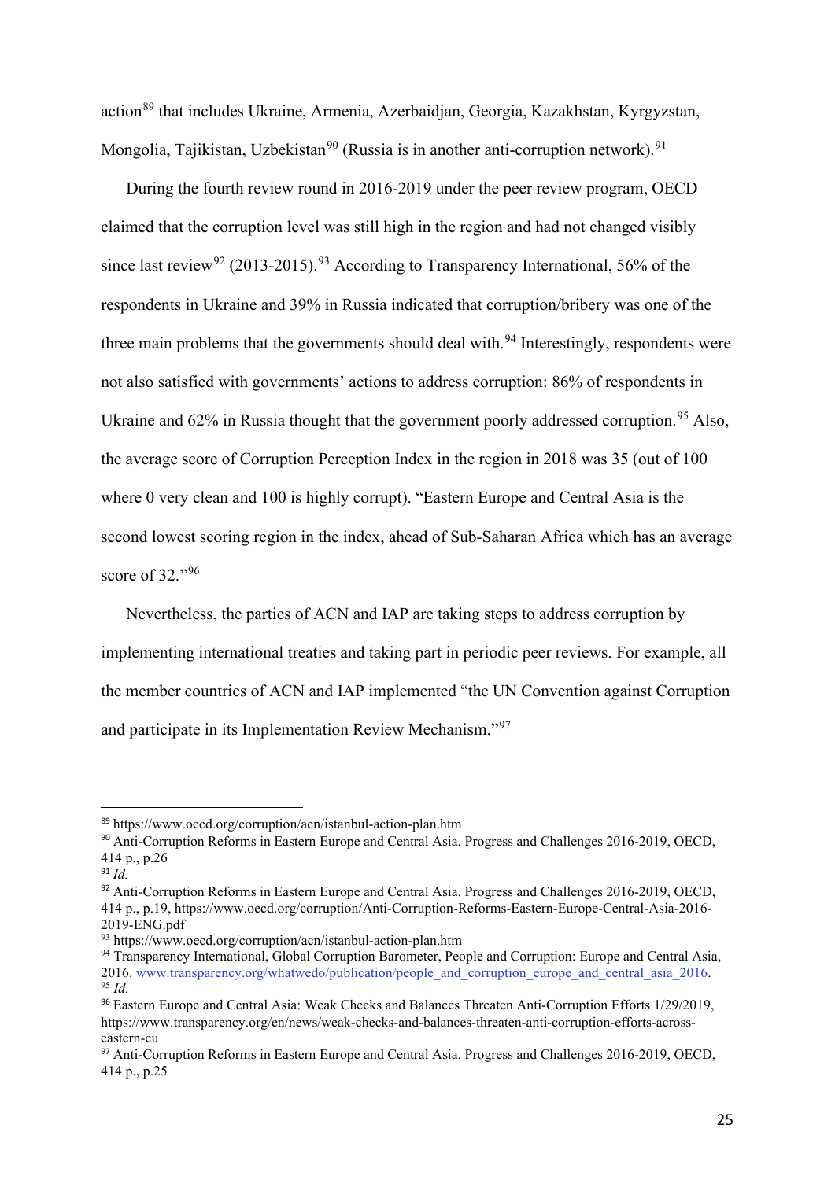action[89] that includes Ukraine, Armenia, Azerbaidjan, Georgia, Kazakhstan, Kyrgyzstan, Mongolia, Tajikistan, Uzbekistan[90] (Russia is in another anti-corruption network).[91]

During the fourth review round in 2016-2019 under the peer review program, OECD claimed that the corruption level was still high in the region and had not changed visibly since last review[92] (2013-2015).[93] According to Transparency International, 56% of the respondents in Ukraine and 39% in Russia indicated that corruption/bribery was one of the three main problems that the governments should deal with.[94] Interestingly, respondents were not also satisfied with governments' actions to address corruption: 86% of respondents in Ukraine and 62% in Russia thought that the government poorly addressed corruption.[95] Also, the average score of Corruption Perception Index in the region in 2018 was 35 (out of 100 where 0 very clean and 100 is highly corrupt). "Eastern Europe and Central Asia is the second lowest scoring region in the index, ahead of Sub-Saharan Africa which has an average score of 32."[96]

Nevertheless, the parties of ACN and IAP are taking steps to address corruption by implementing international treaties and taking part in periodic peer reviews. For example, all the member countries of ACN and IAP implemented "the UN Convention against Corruption and participate in its Implementation Review Mechanism."[97]

---

[89] https://www.oecd.org/corruption/acn/istanbul-action-plan.htm

[90] Anti-Corruption Reforms in Eastern Europe and Central Asia. Progress and Challenges 2016-2019, OECD, 414 p., p.26

[91] *Id.*

[92] Anti-Corruption Reforms in Eastern Europe and Central Asia. Progress and Challenges 2016-2019, OECD, 414 p., p.19, https://www.oecd.org/corruption/Anti-Corruption-Reforms-Eastern-Europe-Central-Asia-2016-2019-ENG.pdf

[93] https://www.oecd.org/corruption/acn/istanbul-action-plan.htm

[94] Transparency International, Global Corruption Barometer, People and Corruption: Europe and Central Asia, 2016. www.transparency.org/whatwedo/publication/people_and_corruption_europe_and_central_asia_2016.

[95] *Id.*

[96] Eastern Europe and Central Asia: Weak Checks and Balances Threaten Anti-Corruption Efforts 1/29/2019, https://www.transparency.org/en/news/weak-checks-and-balances-threaten-anti-corruption-efforts-across-eastern-eu

[97] Anti-Corruption Reforms in Eastern Europe and Central Asia. Progress and Challenges 2016-2019, OECD, 414 p., p.25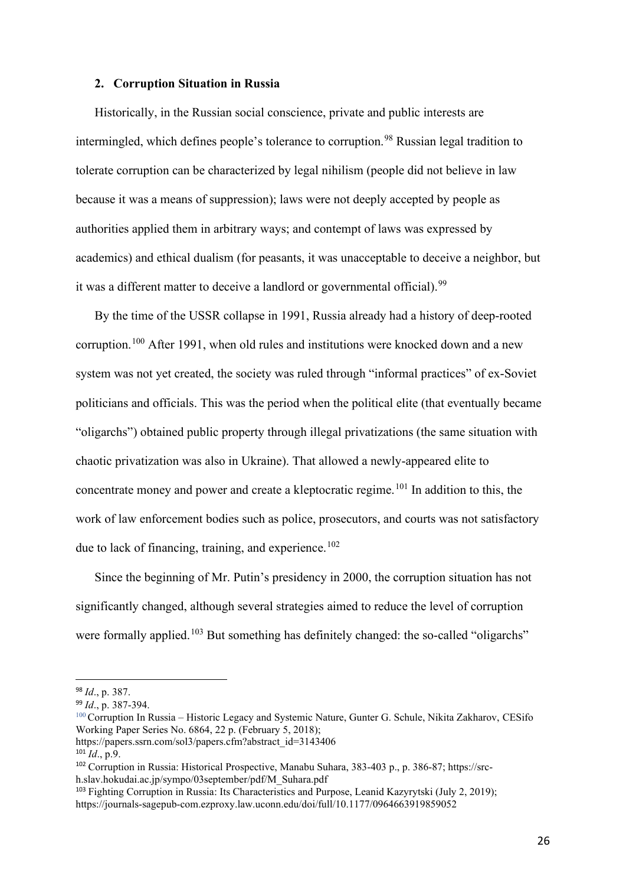## 2. Corruption Situation in Russia

Historically, in the Russian social conscience, private and public interests are intermingled, which defines people's tolerance to corruption.[98] Russian legal tradition to tolerate corruption can be characterized by legal nihilism (people did not believe in law because it was a means of suppression); laws were not deeply accepted by people as authorities applied them in arbitrary ways; and contempt of laws was expressed by academics) and ethical dualism (for peasants, it was unacceptable to deceive a neighbor, but it was a different matter to deceive a landlord or governmental official).[99]

By the time of the USSR collapse in 1991, Russia already had a history of deep-rooted corruption.[100] After 1991, when old rules and institutions were knocked down and a new system was not yet created, the society was ruled through "informal practices" of ex-Soviet politicians and officials. This was the period when the political elite (that eventually became "oligarchs") obtained public property through illegal privatizations (the same situation with chaotic privatization was also in Ukraine). That allowed a newly-appeared elite to concentrate money and power and create a kleptocratic regime.[101] In addition to this, the work of law enforcement bodies such as police, prosecutors, and courts was not satisfactory due to lack of financing, training, and experience.[102]

Since the beginning of Mr. Putin's presidency in 2000, the corruption situation has not significantly changed, although several strategies aimed to reduce the level of corruption were formally applied.[103] But something has definitely changed: the so-called "oligarchs"

---

[98] *Id*., p. 387.

[99] *Id*., p. 387-394.

[100] Corruption In Russia – Historic Legacy and Systemic Nature, Gunter G. Schule, Nikita Zakharov, CESifo Working Paper Series No. 6864, 22 p. (February 5, 2018); https://papers.ssrn.com/sol3/papers.cfm?abstract_id=3143406

[101] *Id*., p.9.

[102] Corruption in Russia: Historical Prospective, Manabu Suhara, 383-403 p., p. 386-87; https://src-h.slav.hokudai.ac.jp/sympo/03september/pdf/M_Suhara.pdf

[103] Fighting Corruption in Russia: Its Characteristics and Purpose, Leanid Kazyrytski (July 2, 2019); https://journals-sagepub-com.ezproxy.law.uconn.edu/doi/full/10.1177/0964663919859052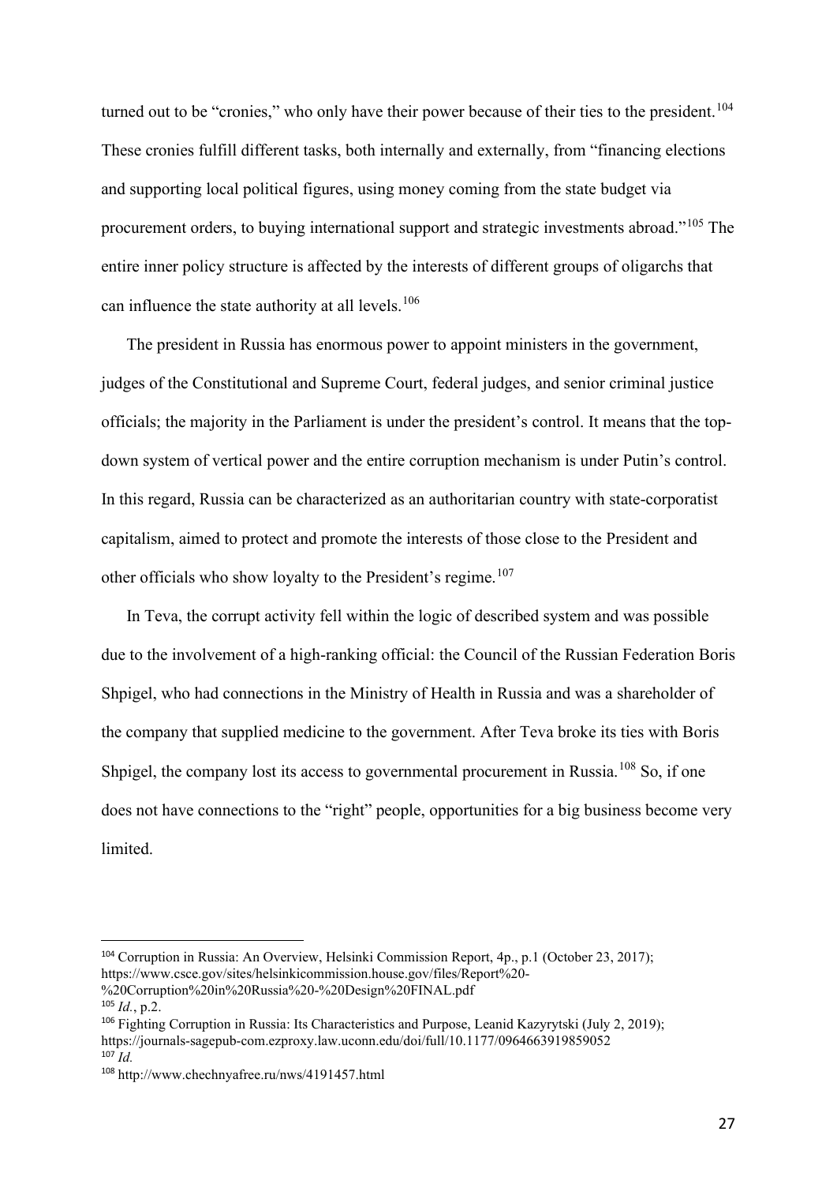turned out to be "cronies," who only have their power because of their ties to the president.[104] These cronies fulfill different tasks, both internally and externally, from "financing elections and supporting local political figures, using money coming from the state budget via procurement orders, to buying international support and strategic investments abroad."[105] The entire inner policy structure is affected by the interests of different groups of oligarchs that can influence the state authority at all levels.[106]

The president in Russia has enormous power to appoint ministers in the government, judges of the Constitutional and Supreme Court, federal judges, and senior criminal justice officials; the majority in the Parliament is under the president's control. It means that the top-down system of vertical power and the entire corruption mechanism is under Putin's control. In this regard, Russia can be characterized as an authoritarian country with state-corporatist capitalism, aimed to protect and promote the interests of those close to the President and other officials who show loyalty to the President's regime.[107]

In Teva, the corrupt activity fell within the logic of described system and was possible due to the involvement of a high-ranking official: the Council of the Russian Federation Boris Shpigel, who had connections in the Ministry of Health in Russia and was a shareholder of the company that supplied medicine to the government. After Teva broke its ties with Boris Shpigel, the company lost its access to governmental procurement in Russia.[108] So, if one does not have connections to the "right" people, opportunities for a big business become very limited.

---

[104] Corruption in Russia: An Overview, Helsinki Commission Report, 4p., p.1 (October 23, 2017); https://www.csce.gov/sites/helsinkicommission.house.gov/files/Report%20-%20Corruption%20in%20Russia%20-%20Design%20FINAL.pdf

[105] *Id.*, p.2.

[106] Fighting Corruption in Russia: Its Characteristics and Purpose, Leanid Kazyrytski (July 2, 2019); https://journals-sagepub-com.ezproxy.law.uconn.edu/doi/full/10.1177/0964663919859052

[107] *Id.*

[108] http://www.chechnyafree.ru/nws/4191457.html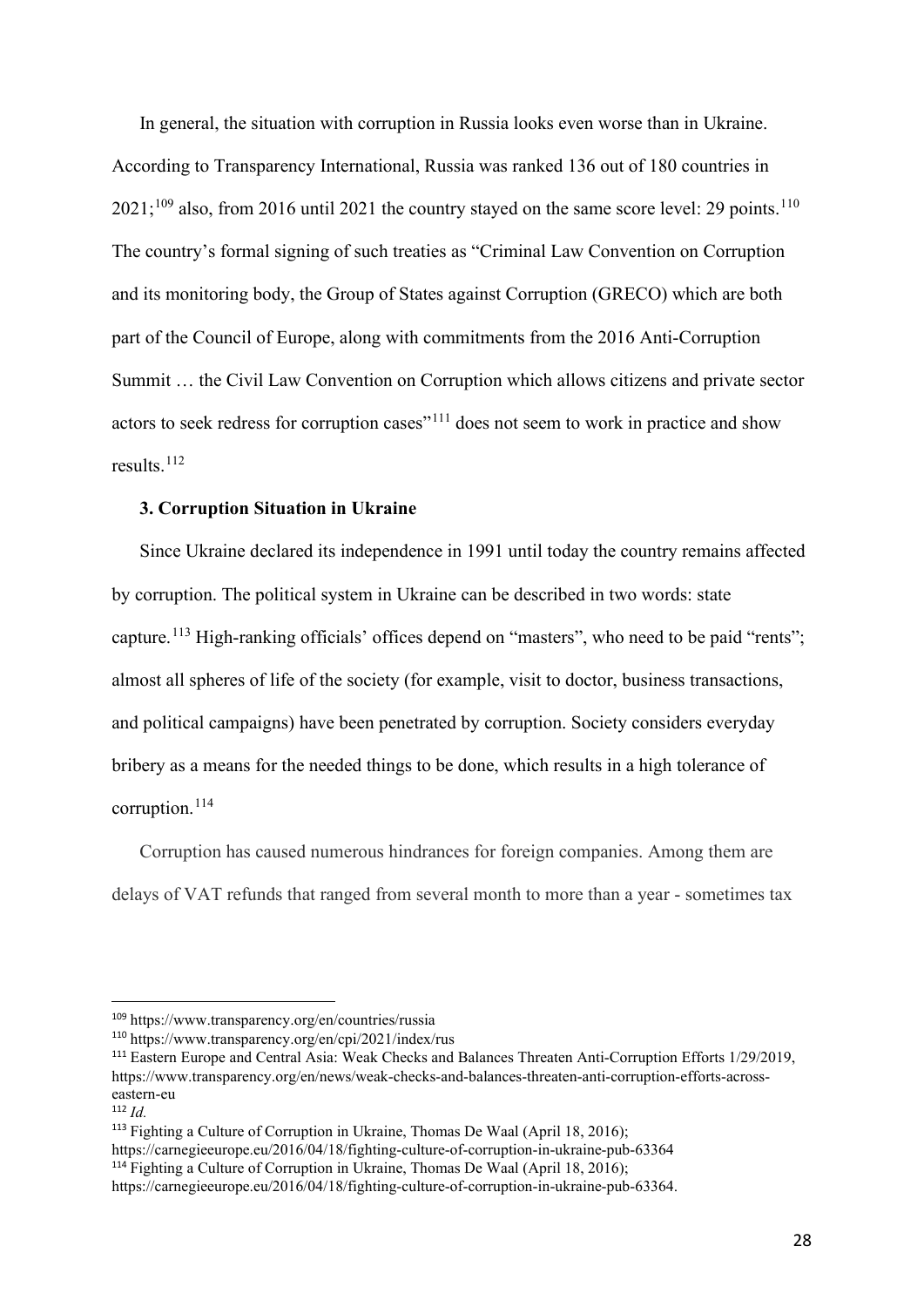In general, the situation with corruption in Russia looks even worse than in Ukraine. According to Transparency International, Russia was ranked 136 out of 180 countries in 2021;[109] also, from 2016 until 2021 the country stayed on the same score level: 29 points.[110] The country's formal signing of such treaties as "Criminal Law Convention on Corruption and its monitoring body, the Group of States against Corruption (GRECO) which are both part of the Council of Europe, along with commitments from the 2016 Anti-Corruption Summit … the Civil Law Convention on Corruption which allows citizens and private sector actors to seek redress for corruption cases"[111] does not seem to work in practice and show results.[112]

### 3. Corruption Situation in Ukraine

Since Ukraine declared its independence in 1991 until today the country remains affected by corruption. The political system in Ukraine can be described in two words: state capture.[113] High-ranking officials' offices depend on "masters", who need to be paid "rents"; almost all spheres of life of the society (for example, visit to doctor, business transactions, and political campaigns) have been penetrated by corruption. Society considers everyday bribery as a means for the needed things to be done, which results in a high tolerance of corruption.[114]

Corruption has caused numerous hindrances for foreign companies. Among them are delays of VAT refunds that ranged from several month to more than a year - sometimes tax

---

[109] https://www.transparency.org/en/countries/russia

[110] https://www.transparency.org/en/cpi/2021/index/rus

[111] Eastern Europe and Central Asia: Weak Checks and Balances Threaten Anti-Corruption Efforts 1/29/2019, https://www.transparency.org/en/news/weak-checks-and-balances-threaten-anti-corruption-efforts-across-eastern-eu

[112] *Id.*

[113] Fighting a Culture of Corruption in Ukraine, Thomas De Waal (April 18, 2016); https://carnegieeurope.eu/2016/04/18/fighting-culture-of-corruption-in-ukraine-pub-63364

[114] Fighting a Culture of Corruption in Ukraine, Thomas De Waal (April 18, 2016); https://carnegieeurope.eu/2016/04/18/fighting-culture-of-corruption-in-ukraine-pub-63364.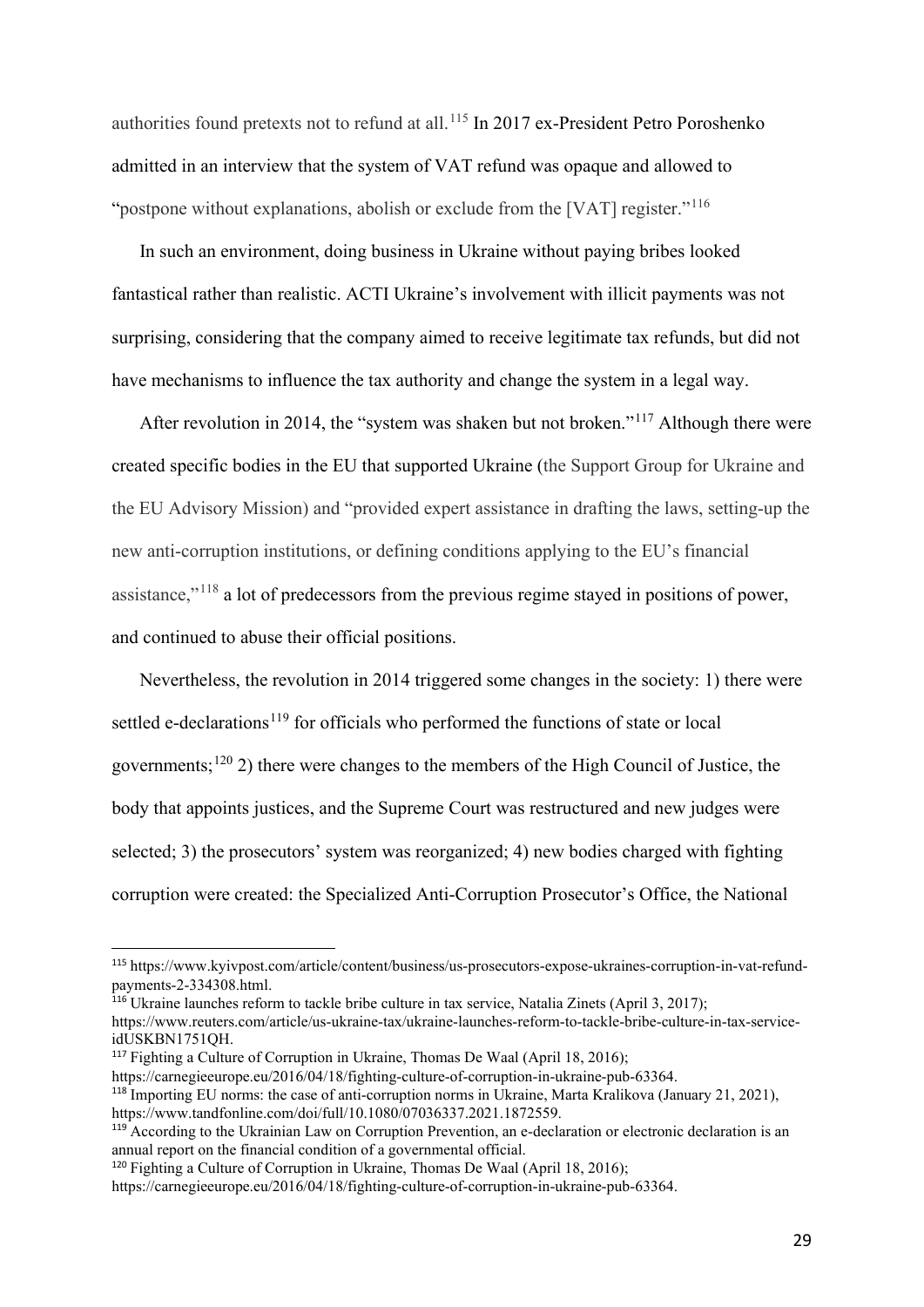authorities found pretexts not to refund at all.[115] In 2017 ex-President Petro Poroshenko admitted in an interview that the system of VAT refund was opaque and allowed to "postpone without explanations, abolish or exclude from the [VAT] register."[116]

In such an environment, doing business in Ukraine without paying bribes looked fantastical rather than realistic. ACTI Ukraine's involvement with illicit payments was not surprising, considering that the company aimed to receive legitimate tax refunds, but did not have mechanisms to influence the tax authority and change the system in a legal way.

After revolution in 2014, the "system was shaken but not broken."[117] Although there were created specific bodies in the EU that supported Ukraine (the Support Group for Ukraine and the EU Advisory Mission) and "provided expert assistance in drafting the laws, setting-up the new anti-corruption institutions, or defining conditions applying to the EU's financial assistance,"[118] a lot of predecessors from the previous regime stayed in positions of power, and continued to abuse their official positions.

Nevertheless, the revolution in 2014 triggered some changes in the society: 1) there were settled e-declarations[119] for officials who performed the functions of state or local governments;[120] 2) there were changes to the members of the High Council of Justice, the body that appoints justices, and the Supreme Court was restructured and new judges were selected; 3) the prosecutors' system was reorganized; 4) new bodies charged with fighting corruption were created: the Specialized Anti-Corruption Prosecutor's Office, the National

---

[115] https://www.kyivpost.com/article/content/business/us-prosecutors-expose-ukraines-corruption-in-vat-refund-payments-2-334308.html.

[116] Ukraine launches reform to tackle bribe culture in tax service, Natalia Zinets (April 3, 2017); https://www.reuters.com/article/us-ukraine-tax/ukraine-launches-reform-to-tackle-bribe-culture-in-tax-service-idUSKBN1751QH.

[117] Fighting a Culture of Corruption in Ukraine, Thomas De Waal (April 18, 2016); https://carnegieeurope.eu/2016/04/18/fighting-culture-of-corruption-in-ukraine-pub-63364.

[118] Importing EU norms: the case of anti-corruption norms in Ukraine, Marta Kralikova (January 21, 2021), https://www.tandfonline.com/doi/full/10.1080/07036337.2021.1872559.

[119] According to the Ukrainian Law on Corruption Prevention, an e-declaration or electronic declaration is an annual report on the financial condition of a governmental official.

[120] Fighting a Culture of Corruption in Ukraine, Thomas De Waal (April 18, 2016); https://carnegieeurope.eu/2016/04/18/fighting-culture-of-corruption-in-ukraine-pub-63364.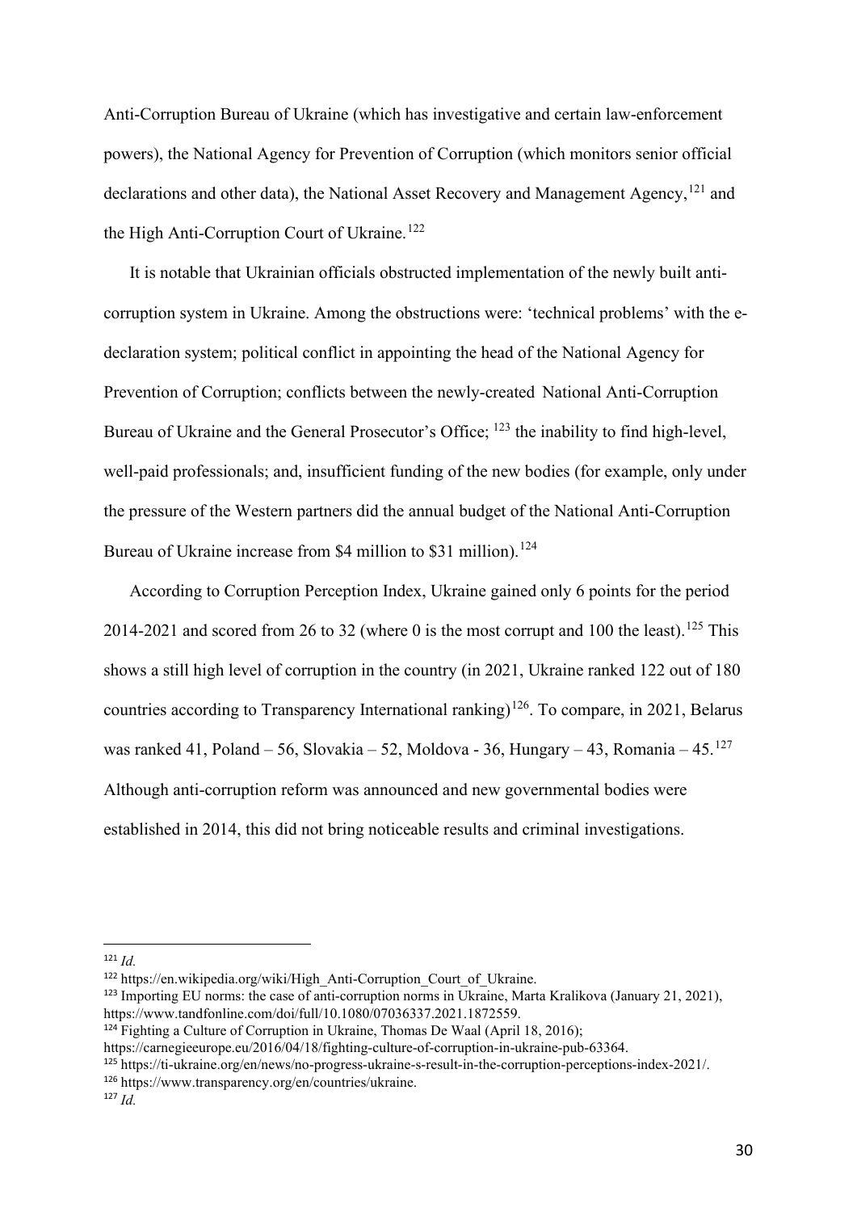Anti-Corruption Bureau of Ukraine (which has investigative and certain law-enforcement powers), the National Agency for Prevention of Corruption (which monitors senior official declarations and other data), the National Asset Recovery and Management Agency,[121] and the High Anti-Corruption Court of Ukraine.[122]

It is notable that Ukrainian officials obstructed implementation of the newly built anti-corruption system in Ukraine. Among the obstructions were: 'technical problems' with the e-declaration system; political conflict in appointing the head of the National Agency for Prevention of Corruption; conflicts between the newly-created National Anti-Corruption Bureau of Ukraine and the General Prosecutor's Office; [123] the inability to find high-level, well-paid professionals; and, insufficient funding of the new bodies (for example, only under the pressure of the Western partners did the annual budget of the National Anti-Corruption Bureau of Ukraine increase from \$4 million to \$31 million).[124]

According to Corruption Perception Index, Ukraine gained only 6 points for the period 2014-2021 and scored from 26 to 32 (where 0 is the most corrupt and 100 the least).[125] This shows a still high level of corruption in the country (in 2021, Ukraine ranked 122 out of 180 countries according to Transparency International ranking)[126]. To compare, in 2021, Belarus was ranked 41, Poland – 56, Slovakia – 52, Moldova - 36, Hungary – 43, Romania – 45.[127] Although anti-corruption reform was announced and new governmental bodies were established in 2014, this did not bring noticeable results and criminal investigations.

---

[121] *Id.*

[122] https://en.wikipedia.org/wiki/High_Anti-Corruption_Court_of_Ukraine.

[123] Importing EU norms: the case of anti-corruption norms in Ukraine, Marta Kralikova (January 21, 2021), https://www.tandfonline.com/doi/full/10.1080/07036337.2021.1872559.

[124] Fighting a Culture of Corruption in Ukraine, Thomas De Waal (April 18, 2016); https://carnegieeurope.eu/2016/04/18/fighting-culture-of-corruption-in-ukraine-pub-63364.

[125] https://ti-ukraine.org/en/news/no-progress-ukraine-s-result-in-the-corruption-perceptions-index-2021/.

[126] https://www.transparency.org/en/countries/ukraine.

[127] *Id.*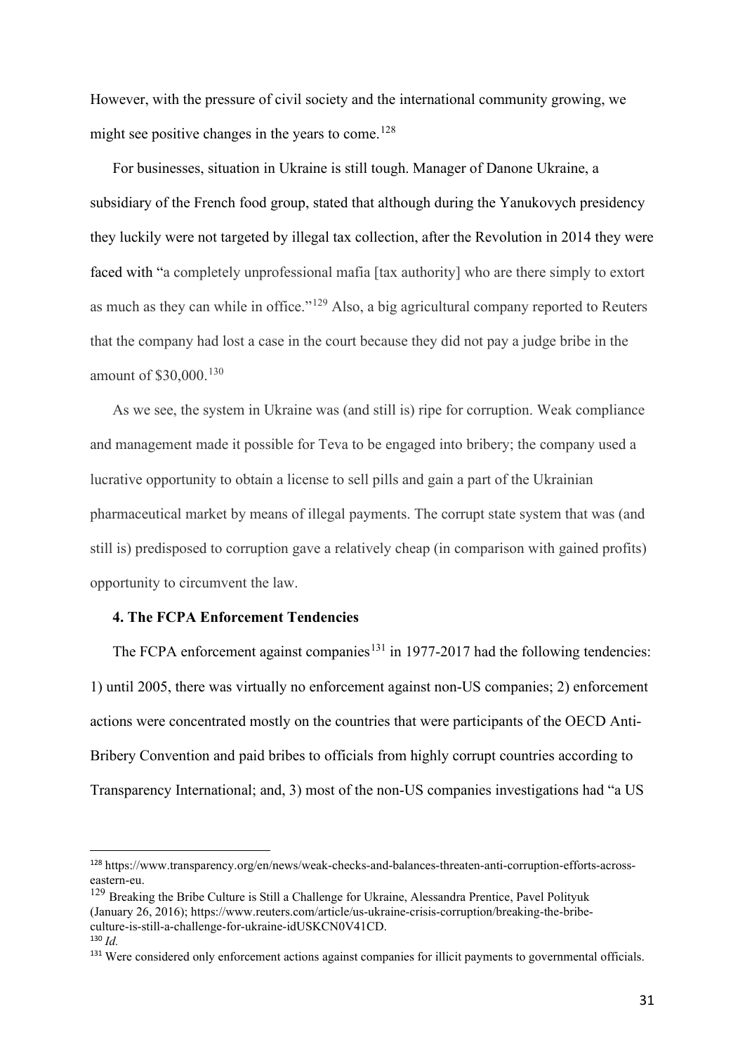However, with the pressure of civil society and the international community growing, we might see positive changes in the years to come.[128]

For businesses, situation in Ukraine is still tough. Manager of Danone Ukraine, a subsidiary of the French food group, stated that although during the Yanukovych presidency they luckily were not targeted by illegal tax collection, after the Revolution in 2014 they were faced with "a completely unprofessional mafia [tax authority] who are there simply to extort as much as they can while in office."[129] Also, a big agricultural company reported to Reuters that the company had lost a case in the court because they did not pay a judge bribe in the amount of $30,000.[130]

As we see, the system in Ukraine was (and still is) ripe for corruption. Weak compliance and management made it possible for Teva to be engaged into bribery; the company used a lucrative opportunity to obtain a license to sell pills and gain a part of the Ukrainian pharmaceutical market by means of illegal payments. The corrupt state system that was (and still is) predisposed to corruption gave a relatively cheap (in comparison with gained profits) opportunity to circumvent the law.

#### 4. The FCPA Enforcement Tendencies

The FCPA enforcement against companies[131] in 1977-2017 had the following tendencies: 1) until 2005, there was virtually no enforcement against non-US companies; 2) enforcement actions were concentrated mostly on the countries that were participants of the OECD Anti-Bribery Convention and paid bribes to officials from highly corrupt countries according to Transparency International; and, 3) most of the non-US companies investigations had "a US

---

[128] https://www.transparency.org/en/news/weak-checks-and-balances-threaten-anti-corruption-efforts-across-eastern-eu.

[129] Breaking the Bribe Culture is Still a Challenge for Ukraine, Alessandra Prentice, Pavel Polityuk (January 26, 2016); https://www.reuters.com/article/us-ukraine-crisis-corruption/breaking-the-bribe-culture-is-still-a-challenge-for-ukraine-idUSKCN0V41CD.

[130] *Id.*

[131] Were considered only enforcement actions against companies for illicit payments to governmental officials.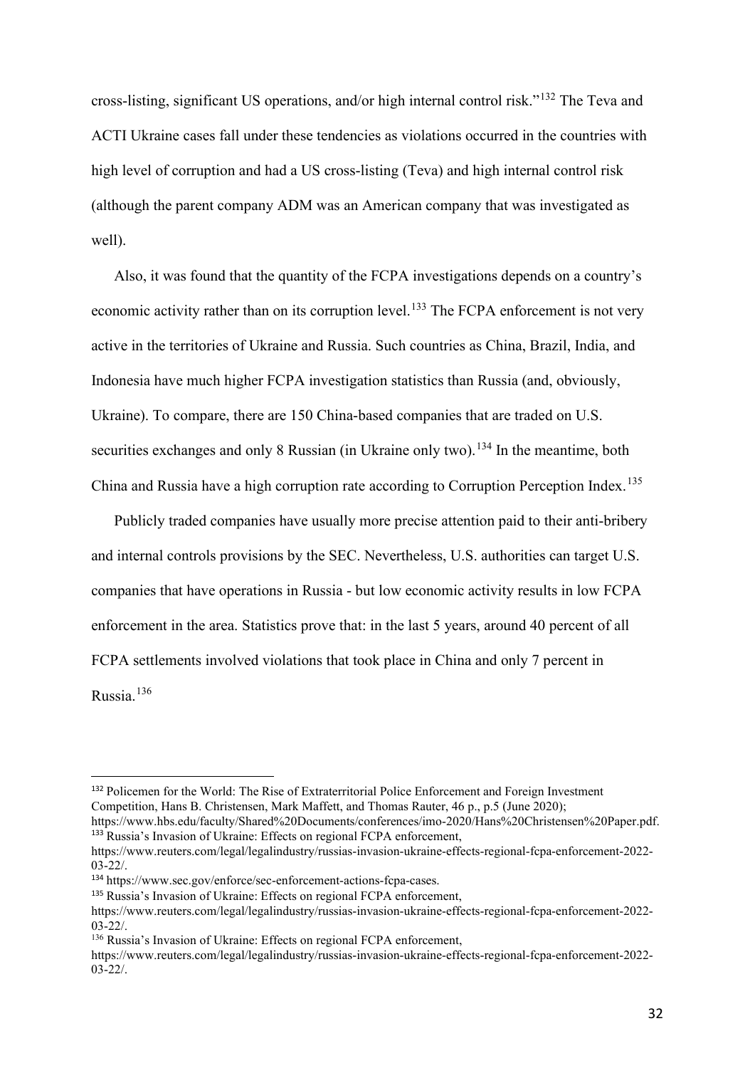cross-listing, significant US operations, and/or high internal control risk."[132] The Teva and ACTI Ukraine cases fall under these tendencies as violations occurred in the countries with high level of corruption and had a US cross-listing (Teva) and high internal control risk (although the parent company ADM was an American company that was investigated as well).

Also, it was found that the quantity of the FCPA investigations depends on a country's economic activity rather than on its corruption level.[133] The FCPA enforcement is not very active in the territories of Ukraine and Russia. Such countries as China, Brazil, India, and Indonesia have much higher FCPA investigation statistics than Russia (and, obviously, Ukraine). To compare, there are 150 China-based companies that are traded on U.S. securities exchanges and only 8 Russian (in Ukraine only two).[134] In the meantime, both China and Russia have a high corruption rate according to Corruption Perception Index.[135]

Publicly traded companies have usually more precise attention paid to their anti-bribery and internal controls provisions by the SEC. Nevertheless, U.S. authorities can target U.S. companies that have operations in Russia - but low economic activity results in low FCPA enforcement in the area. Statistics prove that: in the last 5 years, around 40 percent of all FCPA settlements involved violations that took place in China and only 7 percent in Russia.[136]

---

[132] Policemen for the World: The Rise of Extraterritorial Police Enforcement and Foreign Investment Competition, Hans B. Christensen, Mark Maffett, and Thomas Rauter, 46 p., p.5 (June 2020); https://www.hbs.edu/faculty/Shared%20Documents/conferences/imo-2020/Hans%20Christensen%20Paper.pdf.

[133] Russia's Invasion of Ukraine: Effects on regional FCPA enforcement, https://www.reuters.com/legal/legalindustry/russias-invasion-ukraine-effects-regional-fcpa-enforcement-2022-03-22/.

[134] https://www.sec.gov/enforce/sec-enforcement-actions-fcpa-cases.

[135] Russia's Invasion of Ukraine: Effects on regional FCPA enforcement, https://www.reuters.com/legal/legalindustry/russias-invasion-ukraine-effects-regional-fcpa-enforcement-2022-03-22/.

[136] Russia's Invasion of Ukraine: Effects on regional FCPA enforcement, https://www.reuters.com/legal/legalindustry/russias-invasion-ukraine-effects-regional-fcpa-enforcement-2022-03-22/.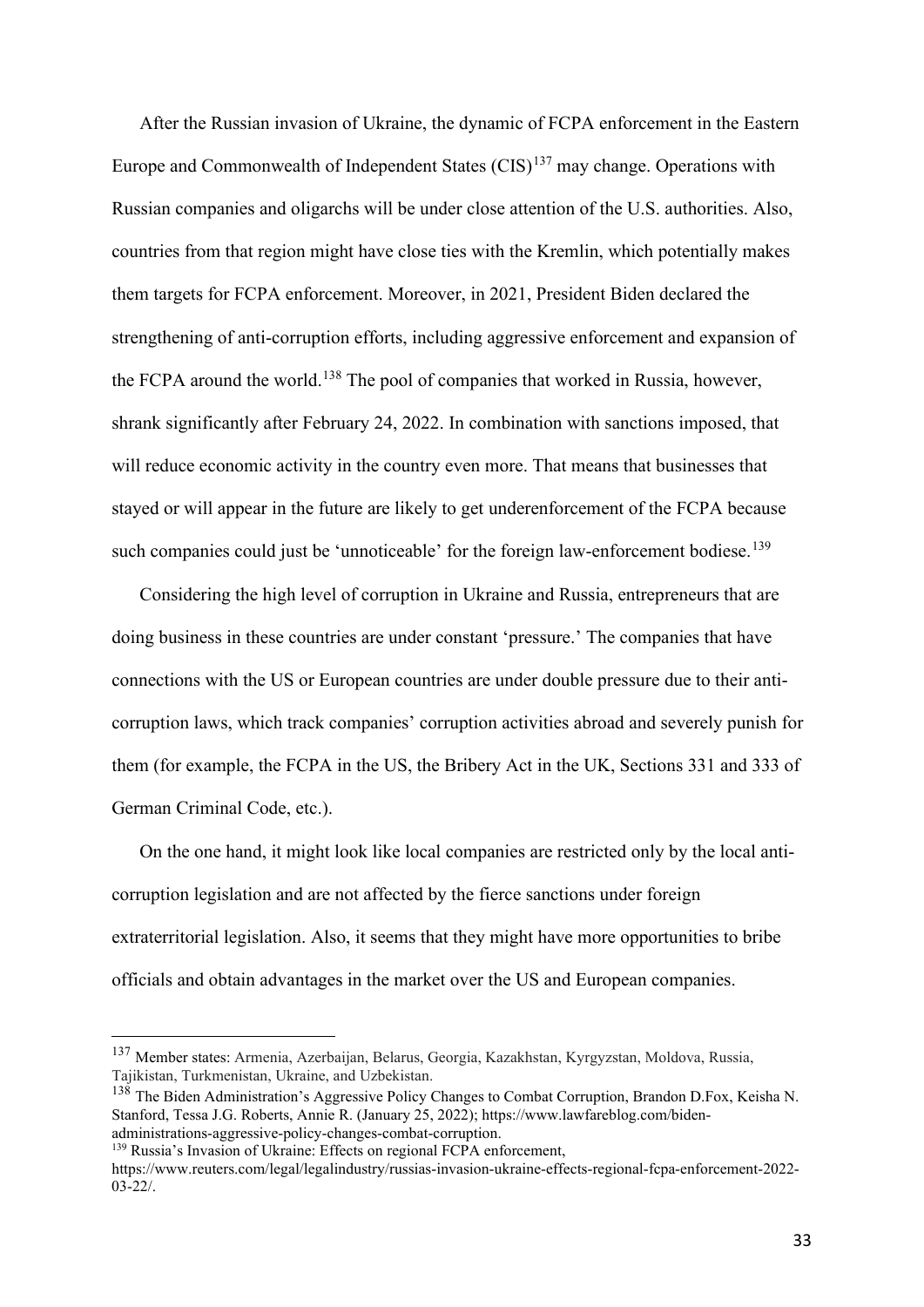After the Russian invasion of Ukraine, the dynamic of FCPA enforcement in the Eastern Europe and Commonwealth of Independent States (CIS)[137] may change. Operations with Russian companies and oligarchs will be under close attention of the U.S. authorities. Also, countries from that region might have close ties with the Kremlin, which potentially makes them targets for FCPA enforcement. Moreover, in 2021, President Biden declared the strengthening of anti-corruption efforts, including aggressive enforcement and expansion of the FCPA around the world.[138] The pool of companies that worked in Russia, however, shrank significantly after February 24, 2022. In combination with sanctions imposed, that will reduce economic activity in the country even more. That means that businesses that stayed or will appear in the future are likely to get underenforcement of the FCPA because such companies could just be 'unnoticeable' for the foreign law-enforcement bodiese.[139]

Considering the high level of corruption in Ukraine and Russia, entrepreneurs that are doing business in these countries are under constant 'pressure.' The companies that have connections with the US or European countries are under double pressure due to their anti-corruption laws, which track companies' corruption activities abroad and severely punish for them (for example, the FCPA in the US, the Bribery Act in the UK, Sections 331 and 333 of German Criminal Code, etc.).

On the one hand, it might look like local companies are restricted only by the local anti-corruption legislation and are not affected by the fierce sanctions under foreign extraterritorial legislation. Also, it seems that they might have more opportunities to bribe officials and obtain advantages in the market over the US and European companies.

---

[137] Member states: Armenia, Azerbaijan, Belarus, Georgia, Kazakhstan, Kyrgyzstan, Moldova, Russia, Tajikistan, Turkmenistan, Ukraine, and Uzbekistan.

[138] The Biden Administration's Aggressive Policy Changes to Combat Corruption, Brandon D.Fox, Keisha N. Stanford, Tessa J.G. Roberts, Annie R. (January 25, 2022); https://www.lawfareblog.com/biden-administrations-aggressive-policy-changes-combat-corruption.

[139] Russia's Invasion of Ukraine: Effects on regional FCPA enforcement, https://www.reuters.com/legal/legalindustry/russias-invasion-ukraine-effects-regional-fcpa-enforcement-2022-03-22/.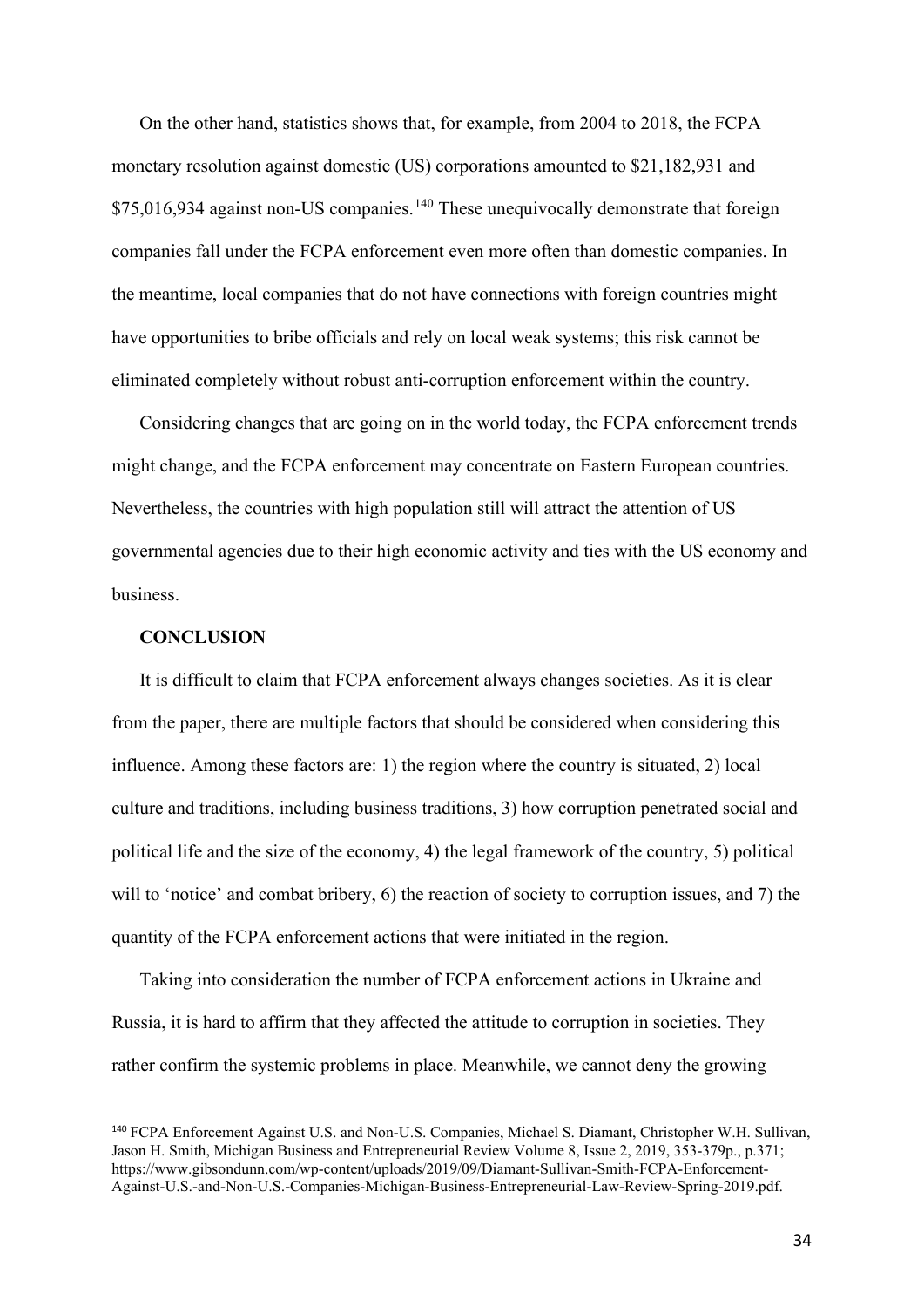On the other hand, statistics shows that, for example, from 2004 to 2018, the FCPA monetary resolution against domestic (US) corporations amounted to $21,182,931 and $75,016,934 against non-US companies.[140] These unequivocally demonstrate that foreign companies fall under the FCPA enforcement even more often than domestic companies. In the meantime, local companies that do not have connections with foreign countries might have opportunities to bribe officials and rely on local weak systems; this risk cannot be eliminated completely without robust anti-corruption enforcement within the country.

Considering changes that are going on in the world today, the FCPA enforcement trends might change, and the FCPA enforcement may concentrate on Eastern European countries. Nevertheless, the countries with high population still will attract the attention of US governmental agencies due to their high economic activity and ties with the US economy and business.

## CONCLUSION

It is difficult to claim that FCPA enforcement always changes societies. As it is clear from the paper, there are multiple factors that should be considered when considering this influence. Among these factors are: 1) the region where the country is situated, 2) local culture and traditions, including business traditions, 3) how corruption penetrated social and political life and the size of the economy, 4) the legal framework of the country, 5) political will to 'notice' and combat bribery, 6) the reaction of society to corruption issues, and 7) the quantity of the FCPA enforcement actions that were initiated in the region.

Taking into consideration the number of FCPA enforcement actions in Ukraine and Russia, it is hard to affirm that they affected the attitude to corruption in societies. They rather confirm the systemic problems in place. Meanwhile, we cannot deny the growing

---

[140] FCPA Enforcement Against U.S. and Non-U.S. Companies, Michael S. Diamant, Christopher W.H. Sullivan, Jason H. Smith, Michigan Business and Entrepreneurial Review Volume 8, Issue 2, 2019, 353-379p., p.371; https://www.gibsondunn.com/wp-content/uploads/2019/09/Diamant-Sullivan-Smith-FCPA-Enforcement-Against-U.S.-and-Non-U.S.-Companies-Michigan-Business-Entrepreneurial-Law-Review-Spring-2019.pdf.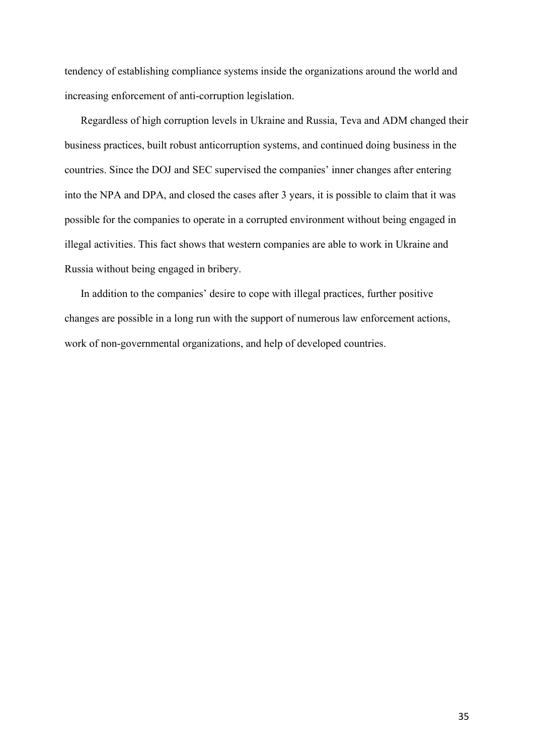tendency of establishing compliance systems inside the organizations around the world and increasing enforcement of anti-corruption legislation.

Regardless of high corruption levels in Ukraine and Russia, Teva and ADM changed their business practices, built robust anticorruption systems, and continued doing business in the countries. Since the DOJ and SEC supervised the companies' inner changes after entering into the NPA and DPA, and closed the cases after 3 years, it is possible to claim that it was possible for the companies to operate in a corrupted environment without being engaged in illegal activities. This fact shows that western companies are able to work in Ukraine and Russia without being engaged in bribery.

In addition to the companies' desire to cope with illegal practices, further positive changes are possible in a long run with the support of numerous law enforcement actions, work of non-governmental organizations, and help of developed countries.